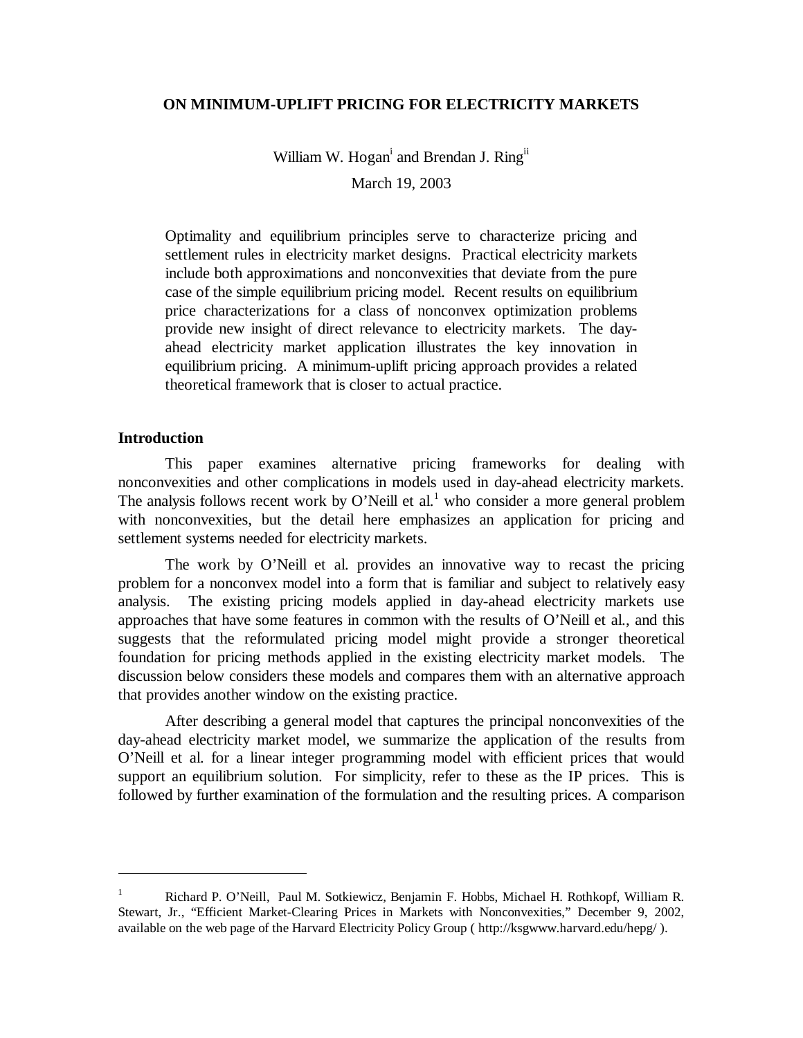# ON MINIMUM-UPLIFT PRICING FOR ELECTRICITY MARKETS

William W. Hogan[i] and Brendan J. Ring[ii]

March 19, 2003

> Optimality and equilibrium principles serve to characterize pricing and settlement rules in electricity market designs. Practical electricity markets include both approximations and nonconvexities that deviate from the pure case of the simple equilibrium pricing model. Recent results on equilibrium price characterizations for a class of nonconvex optimization problems provide new insight of direct relevance to electricity markets. The day-ahead electricity market application illustrates the key innovation in equilibrium pricing. A minimum-uplift pricing approach provides a related theoretical framework that is closer to actual practice.

## Introduction

This paper examines alternative pricing frameworks for dealing with nonconvexities and other complications in models used in day-ahead electricity markets. The analysis follows recent work by O'Neill et al.[1] who consider a more general problem with nonconvexities, but the detail here emphasizes an application for pricing and settlement systems needed for electricity markets.

The work by O'Neill et al. provides an innovative way to recast the pricing problem for a nonconvex model into a form that is familiar and subject to relatively easy analysis. The existing pricing models applied in day-ahead electricity markets use approaches that have some features in common with the results of O'Neill et al., and this suggests that the reformulated pricing model might provide a stronger theoretical foundation for pricing methods applied in the existing electricity market models. The discussion below considers these models and compares them with an alternative approach that provides another window on the existing practice.

After describing a general model that captures the principal nonconvexities of the day-ahead electricity market model, we summarize the application of the results from O'Neill et al. for a linear integer programming model with efficient prices that would support an equilibrium solution. For simplicity, refer to these as the IP prices. This is followed by further examination of the formulation and the resulting prices. A comparison

---

[1] Richard P. O'Neill, Paul M. Sotkiewicz, Benjamin F. Hobbs, Michael H. Rothkopf, William R. Stewart, Jr., "Efficient Market-Clearing Prices in Markets with Nonconvexities," December 9, 2002, available on the web page of the Harvard Electricity Policy Group ( http://ksgwww.harvard.edu/hepg/ ).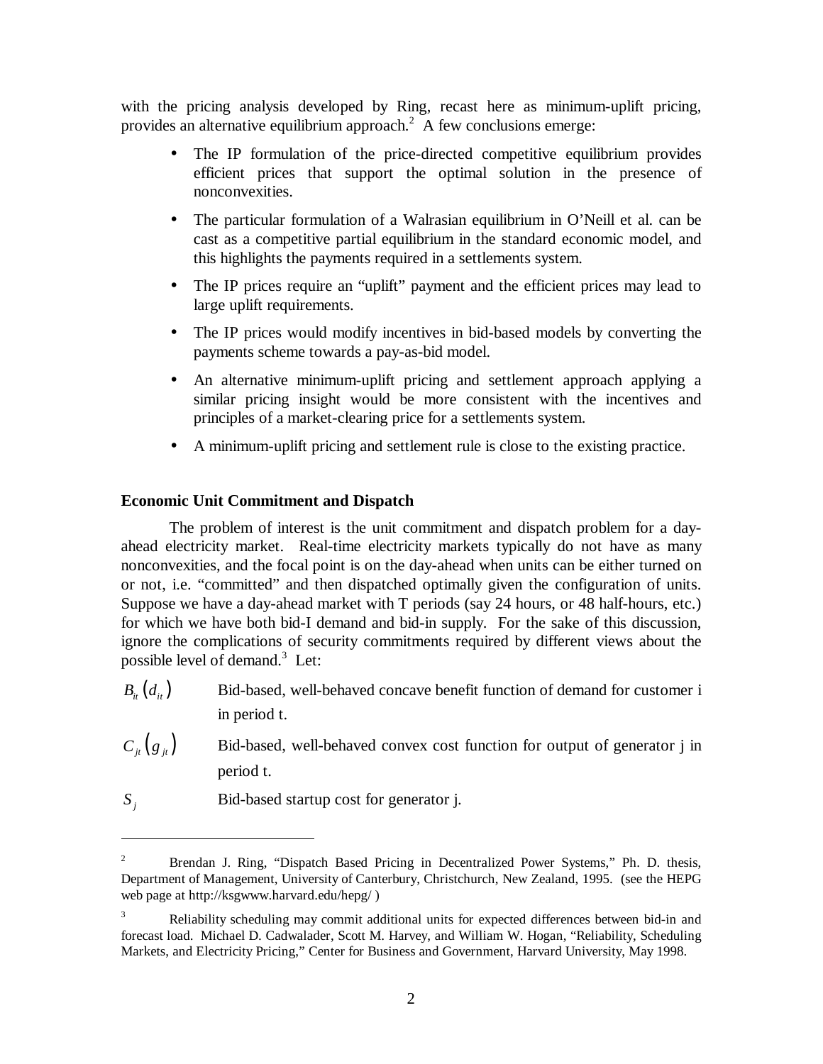with the pricing analysis developed by Ring, recast here as minimum-uplift pricing, provides an alternative equilibrium approach.[2] A few conclusions emerge:

- The IP formulation of the price-directed competitive equilibrium provides efficient prices that support the optimal solution in the presence of nonconvexities.
- The particular formulation of a Walrasian equilibrium in O'Neill et al. can be cast as a competitive partial equilibrium in the standard economic model, and this highlights the payments required in a settlements system.
- The IP prices require an "uplift" payment and the efficient prices may lead to large uplift requirements.
- The IP prices would modify incentives in bid-based models by converting the payments scheme towards a pay-as-bid model.
- An alternative minimum-uplift pricing and settlement approach applying a similar pricing insight would be more consistent with the incentives and principles of a market-clearing price for a settlements system.
- A minimum-uplift pricing and settlement rule is close to the existing practice.

**Economic Unit Commitment and Dispatch**

The problem of interest is the unit commitment and dispatch problem for a day-ahead electricity market. Real-time electricity markets typically do not have as many nonconvexities, and the focal point is on the day-ahead when units can be either turned on or not, i.e. "committed" and then dispatched optimally given the configuration of units. Suppose we have a day-ahead market with T periods (say 24 hours, or 48 half-hours, etc.) for which we have both bid-I demand and bid-in supply. For the sake of this discussion, ignore the complications of security commitments required by different views about the possible level of demand.[3] Let:

| | |
|---|---|
| $B_{it}(d_{it})$ | Bid-based, well-behaved concave benefit function of demand for customer i in period t. |
| $C_{jt}(g_{jt})$ | Bid-based, well-behaved convex cost function for output of generator j in period t. |
| $S_j$ | Bid-based startup cost for generator j. |

---

[2] Brendan J. Ring, "Dispatch Based Pricing in Decentralized Power Systems," Ph. D. thesis, Department of Management, University of Canterbury, Christchurch, New Zealand, 1995. (see the HEPG web page at http://ksgwww.harvard.edu/hepg/ )

[3] Reliability scheduling may commit additional units for expected differences between bid-in and forecast load. Michael D. Cadwalader, Scott M. Harvey, and William W. Hogan, "Reliability, Scheduling Markets, and Electricity Pricing," Center for Business and Government, Harvard University, May 1998.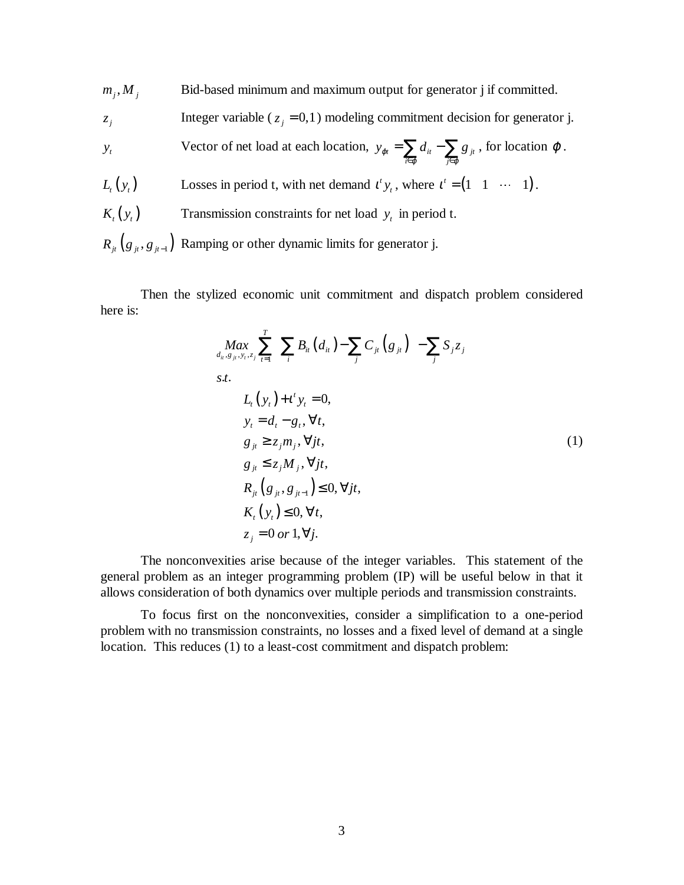| | |
|---|---|
| $m_j, M_j$ | Bid-based minimum and maximum output for generator j if committed. |
| $z_j$ | Integer variable ($z_j = 0,1$) modeling commitment decision for generator j. |
| $y_t$ | Vector of net load at each location, $y_{\varphi t} = \sum_{i \in \varphi} d_{it} - \sum_{j \in \varphi} g_{jt}$, for location $\varphi$. |
| $L_t(y_t)$ | Losses in period t, with net demand $\iota^t y_t$, where $\iota^t = (1 \quad 1 \quad \cdots \quad 1)$. |
| $K_t(y_t)$ | Transmission constraints for net load $y_t$ in period t. |
| $R_{jt}(g_{jt}, g_{jt-1})$ | Ramping or other dynamic limits for generator j. |

Then the stylized economic unit commitment and dispatch problem considered here is:

$$
\begin{aligned}
&\underset{d_{it}, g_{jt}, y_t, z_j}{Max} \sum_{t=1}^{T} \left( \sum_i B_{it}(d_{it}) - \sum_j C_{jt}(g_{jt}) \right) - \sum_j S_j z_j \\
&s.t. \\
&\quad L_t(y_t) + \iota^t y_t = 0, \\
&\quad y_t = d_t - g_t, \forall t, \\
&\quad g_{jt} \geq z_j m_j, \forall jt, \\
&\quad g_{jt} \leq z_j M_j, \forall jt, \\
&\quad R_{jt}(g_{jt}, g_{jt-1}) \leq 0, \forall jt, \\
&\quad K_t(y_t) \leq 0, \forall t, \\
&\quad z_j = 0 \text{ or } 1, \forall j.
\end{aligned}
\tag{1}
$$

The nonconvexities arise because of the integer variables. This statement of the general problem as an integer programming problem (IP) will be useful below in that it allows consideration of both dynamics over multiple periods and transmission constraints.

To focus first on the nonconvexities, consider a simplification to a one-period problem with no transmission constraints, no losses and a fixed level of demand at a single location. This reduces (1) to a least-cost commitment and dispatch problem: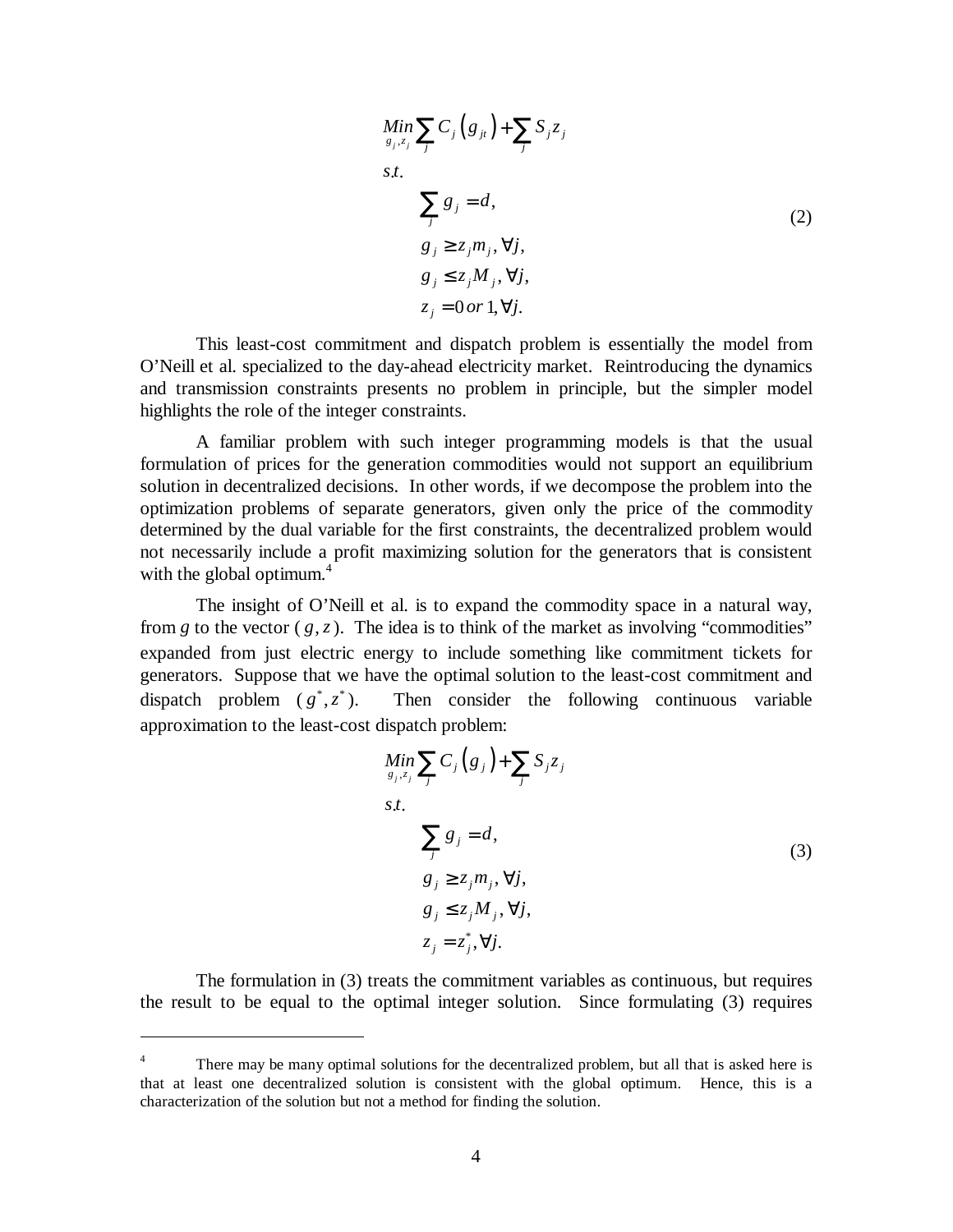$$
\begin{aligned}
&\underset{g_j, z_j}{Min} \sum_j C_j\left(g_{jt}\right) + \sum_j S_j z_j \\
&s.t. \\
&\qquad \sum_j g_j = d, \\
&\qquad g_j \geq z_j m_j, \forall j, \\
&\qquad g_j \leq z_j M_j, \forall j, \\
&\qquad z_j = 0 \; or \; 1, \forall j.
\end{aligned}
\tag{2}
$$

This least-cost commitment and dispatch problem is essentially the model from O'Neill et al. specialized to the day-ahead electricity market. Reintroducing the dynamics and transmission constraints presents no problem in principle, but the simpler model highlights the role of the integer constraints.

A familiar problem with such integer programming models is that the usual formulation of prices for the generation commodities would not support an equilibrium solution in decentralized decisions. In other words, if we decompose the problem into the optimization problems of separate generators, given only the price of the commodity determined by the dual variable for the first constraints, the decentralized problem would not necessarily include a profit maximizing solution for the generators that is consistent with the global optimum.[4]

The insight of O'Neill et al. is to expand the commodity space in a natural way, from $g$ to the vector $(g, z)$. The idea is to think of the market as involving "commodities" expanded from just electric energy to include something like commitment tickets for generators. Suppose that we have the optimal solution to the least-cost commitment and dispatch problem $(g^*, z^*)$. Then consider the following continuous variable approximation to the least-cost dispatch problem:

$$
\begin{aligned}
&\underset{g_j, z_j}{Min} \sum_j C_j\left(g_j\right) + \sum_j S_j z_j \\
&s.t. \\
&\qquad \sum_j g_j = d, \\
&\qquad g_j \geq z_j m_j, \forall j, \\
&\qquad g_j \leq z_j M_j, \forall j, \\
&\qquad z_j = z_j^*, \forall j.
\end{aligned}
\tag{3}
$$

The formulation in (3) treats the commitment variables as continuous, but requires the result to be equal to the optimal integer solution. Since formulating (3) requires

---

[4] There may be many optimal solutions for the decentralized problem, but all that is asked here is that at least one decentralized solution is consistent with the global optimum. Hence, this is a characterization of the solution but not a method for finding the solution.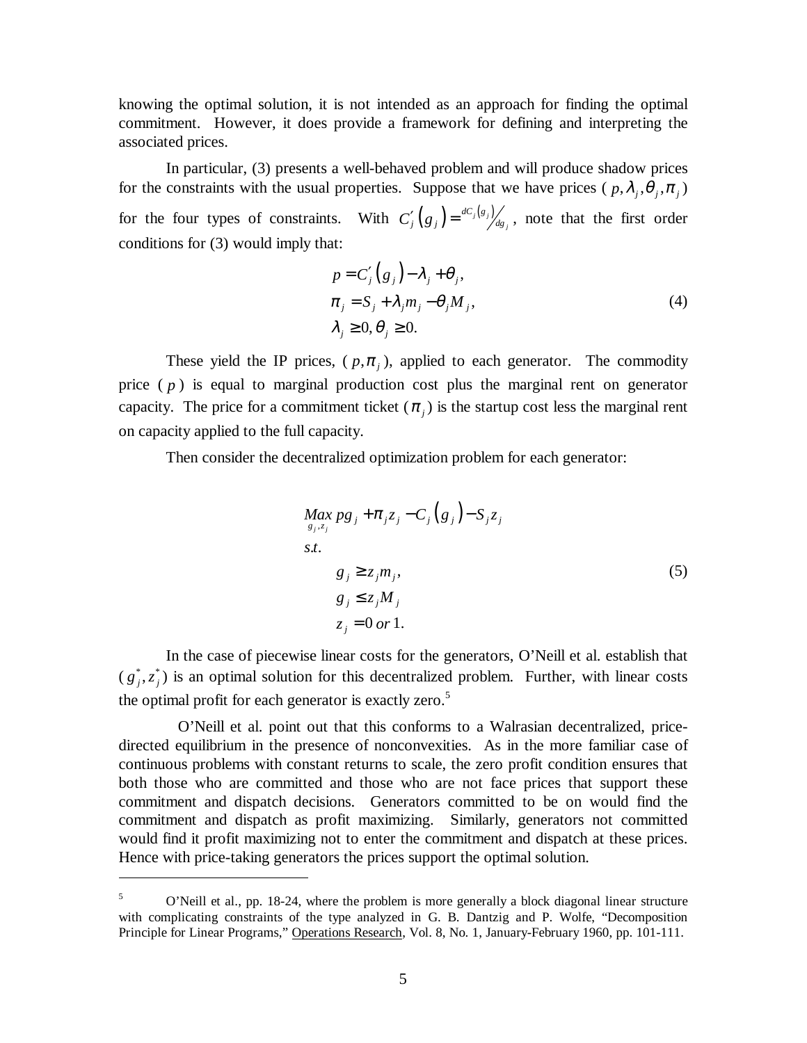knowing the optimal solution, it is not intended as an approach for finding the optimal commitment. However, it does provide a framework for defining and interpreting the associated prices.

In particular, (3) presents a well-behaved problem and will produce shadow prices for the constraints with the usual properties. Suppose that we have prices ($p, \lambda_j, \theta_j, \pi_j$) for the four types of constraints. With $C_j'\left(g_j\right) = {}^{dC_j\left(g_j\right)}\!/_{dg_j}$, note that the first order conditions for (3) would imply that:

$$
\begin{aligned}
&p = C_j'\left(g_j\right) - \lambda_j + \theta_j, \\
&\pi_j = S_j + \lambda_j m_j - \theta_j M_j, \\
&\lambda_j \geq 0, \theta_j \geq 0.
\end{aligned}
\tag{4}
$$

These yield the IP prices, ($p, \pi_j$), applied to each generator. The commodity price ($p$) is equal to marginal production cost plus the marginal rent on generator capacity. The price for a commitment ticket ($\pi_j$) is the startup cost less the marginal rent on capacity applied to the full capacity.

Then consider the decentralized optimization problem for each generator:

$$
\begin{aligned}
&\underset{g_j, z_j}{Max}\; pg_j + \pi_j z_j - C_j\left(g_j\right) - S_j z_j \\
&s.t. \\
&\qquad g_j \geq z_j m_j, \\
&\qquad g_j \leq z_j M_j \\
&\qquad z_j = 0 \; or \; 1.
\end{aligned}
\tag{5}
$$

In the case of piecewise linear costs for the generators, O'Neill et al. establish that ($g_j^*, z_j^*$) is an optimal solution for this decentralized problem. Further, with linear costs the optimal profit for each generator is exactly zero.[5]

O'Neill et al. point out that this conforms to a Walrasian decentralized, price-directed equilibrium in the presence of nonconvexities. As in the more familiar case of continuous problems with constant returns to scale, the zero profit condition ensures that both those who are committed and those who are not face prices that support these commitment and dispatch decisions. Generators committed to be on would find the commitment and dispatch as profit maximizing. Similarly, generators not committed would find it profit maximizing not to enter the commitment and dispatch at these prices. Hence with price-taking generators the prices support the optimal solution.

---

[5] O'Neill et al., pp. 18-24, where the problem is more generally a block diagonal linear structure with complicating constraints of the type analyzed in G. B. Dantzig and P. Wolfe, "Decomposition Principle for Linear Programs," Operations Research, Vol. 8, No. 1, January-February 1960, pp. 101-111.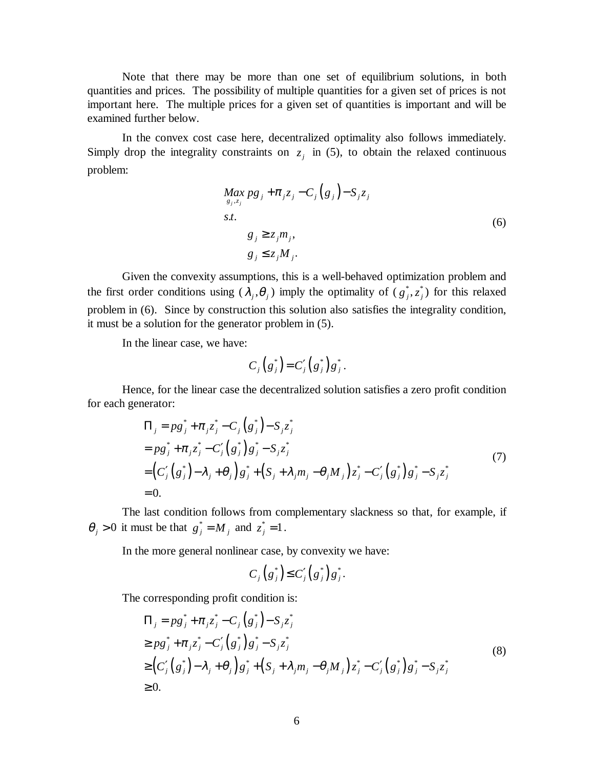Note that there may be more than one set of equilibrium solutions, in both quantities and prices. The possibility of multiple quantities for a given set of prices is not important here. The multiple prices for a given set of quantities is important and will be examined further below.

In the convex cost case here, decentralized optimality also follows immediately. Simply drop the integrality constraints on $z_j$ in (5), to obtain the relaxed continuous problem:

$$
\begin{aligned}
&\underset{g_j, z_j}{Max}\ pg_j + \pi_j z_j - C_j\left(g_j\right) - S_j z_j \\
&s.t. \\
&\qquad g_j \geq z_j m_j, \\
&\qquad g_j \leq z_j M_j.
\end{aligned} \tag{6}
$$

Given the convexity assumptions, this is a well-behaved optimization problem and the first order conditions using $(\lambda_j, \theta_j)$ imply the optimality of $(g_j^*, z_j^*)$ for this relaxed problem in (6). Since by construction this solution also satisfies the integrality condition, it must be a solution for the generator problem in (5).

In the linear case, we have:

$$
C_j\left(g_j^*\right) = C_j'\left(g_j^*\right) g_j^*.
$$

Hence, for the linear case the decentralized solution satisfies a zero profit condition for each generator:

$$
\begin{aligned}
\Pi_j &= pg_j^* + \pi_j z_j^* - C_j\left(g_j^*\right) - S_j z_j^* \\
&= pg_j^* + \pi_j z_j^* - C_j'\left(g_j^*\right) g_j^* - S_j z_j^* \\
&= \left(C_j'\left(g_j^*\right) - \lambda_j + \theta_j\right) g_j^* + \left(S_j + \lambda_j m_j - \theta_j M_j\right) z_j^* - C_j'\left(g_j^*\right) g_j^* - S_j z_j^* \\
&= 0.
\end{aligned} \tag{7}
$$

The last condition follows from complementary slackness so that, for example, if $\theta_j > 0$ it must be that $g_j^* = M_j$ and $z_j^* = 1$.

In the more general nonlinear case, by convexity we have:

$$
C_j\left(g_j^*\right) \leq C_j'\left(g_j^*\right) g_j^*.
$$

The corresponding profit condition is:

$$
\begin{aligned}
\Pi_j &= pg_j^* + \pi_j z_j^* - C_j\left(g_j^*\right) - S_j z_j^* \\
&\geq pg_j^* + \pi_j z_j^* - C_j'\left(g_j^*\right) g_j^* - S_j z_j^* \\
&\geq \left(C_j'\left(g_j^*\right) - \lambda_j + \theta_j\right) g_j^* + \left(S_j + \lambda_j m_j - \theta_j M_j\right) z_j^* - C_j'\left(g_j^*\right) g_j^* - S_j z_j^* \\
&\geq 0.
\end{aligned} \tag{8}
$$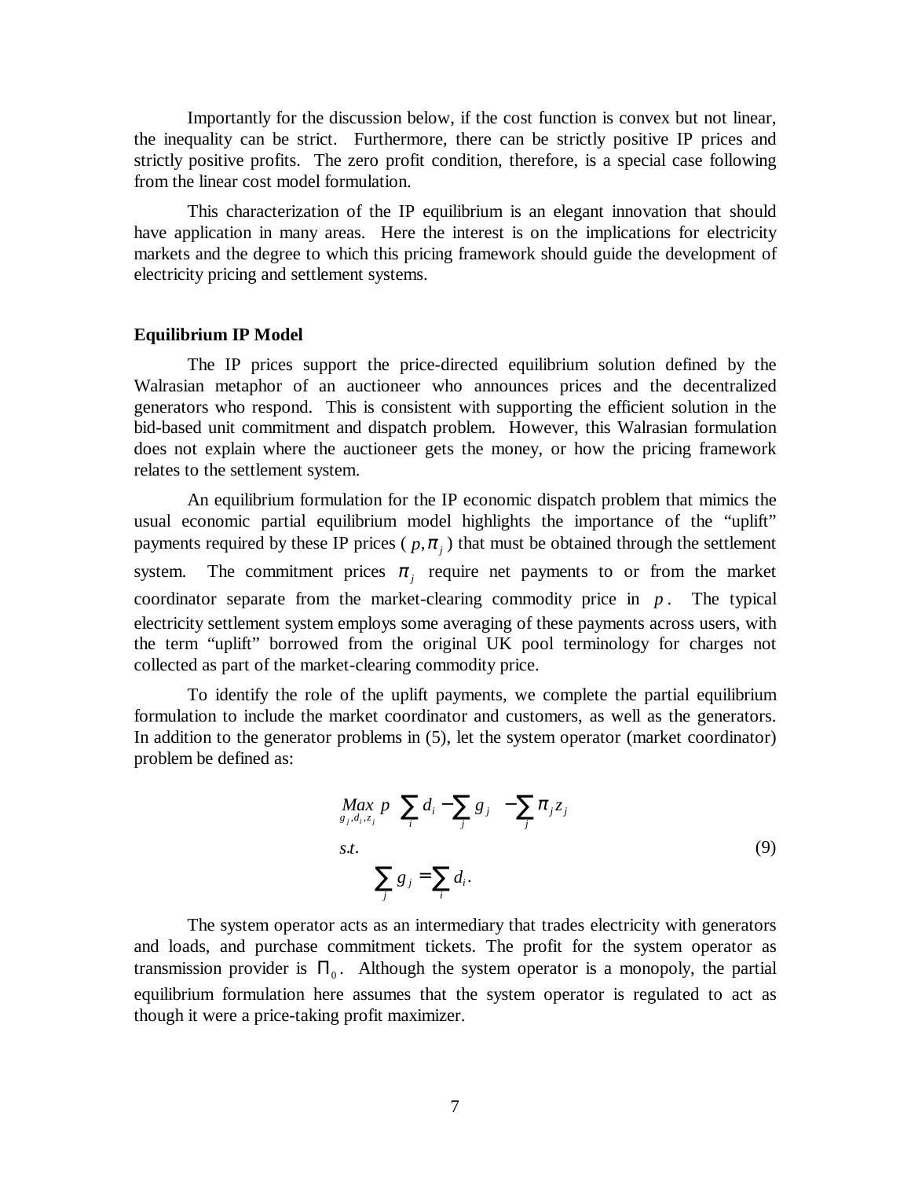Importantly for the discussion below, if the cost function is convex but not linear, the inequality can be strict. Furthermore, there can be strictly positive IP prices and strictly positive profits. The zero profit condition, therefore, is a special case following from the linear cost model formulation.

This characterization of the IP equilibrium is an elegant innovation that should have application in many areas. Here the interest is on the implications for electricity markets and the degree to which this pricing framework should guide the development of electricity pricing and settlement systems.

**Equilibrium IP Model**

The IP prices support the price-directed equilibrium solution defined by the Walrasian metaphor of an auctioneer who announces prices and the decentralized generators who respond. This is consistent with supporting the efficient solution in the bid-based unit commitment and dispatch problem. However, this Walrasian formulation does not explain where the auctioneer gets the money, or how the pricing framework relates to the settlement system.

An equilibrium formulation for the IP economic dispatch problem that mimics the usual economic partial equilibrium model highlights the importance of the "uplift" payments required by these IP prices ( $p, \pi_j$ ) that must be obtained through the settlement system. The commitment prices $\pi_j$ require net payments to or from the market coordinator separate from the market-clearing commodity price in $p$. The typical electricity settlement system employs some averaging of these payments across users, with the term "uplift" borrowed from the original UK pool terminology for charges not collected as part of the market-clearing commodity price.

To identify the role of the uplift payments, we complete the partial equilibrium formulation to include the market coordinator and customers, as well as the generators. In addition to the generator problems in (5), let the system operator (market coordinator) problem be defined as:

$$
\begin{aligned}
&\underset{g_j, d_i, z_j}{Max} \; p\left(\sum_i d_i - \sum_j g_j\right) - \sum_j \pi_j z_j \\
&s.t. \\
&\qquad \sum_j g_j = \sum_i d_i .
\end{aligned}
\tag{9}
$$

The system operator acts as an intermediary that trades electricity with generators and loads, and purchase commitment tickets. The profit for the system operator as transmission provider is $\Pi_0$. Although the system operator is a monopoly, the partial equilibrium formulation here assumes that the system operator is regulated to act as though it were a price-taking profit maximizer.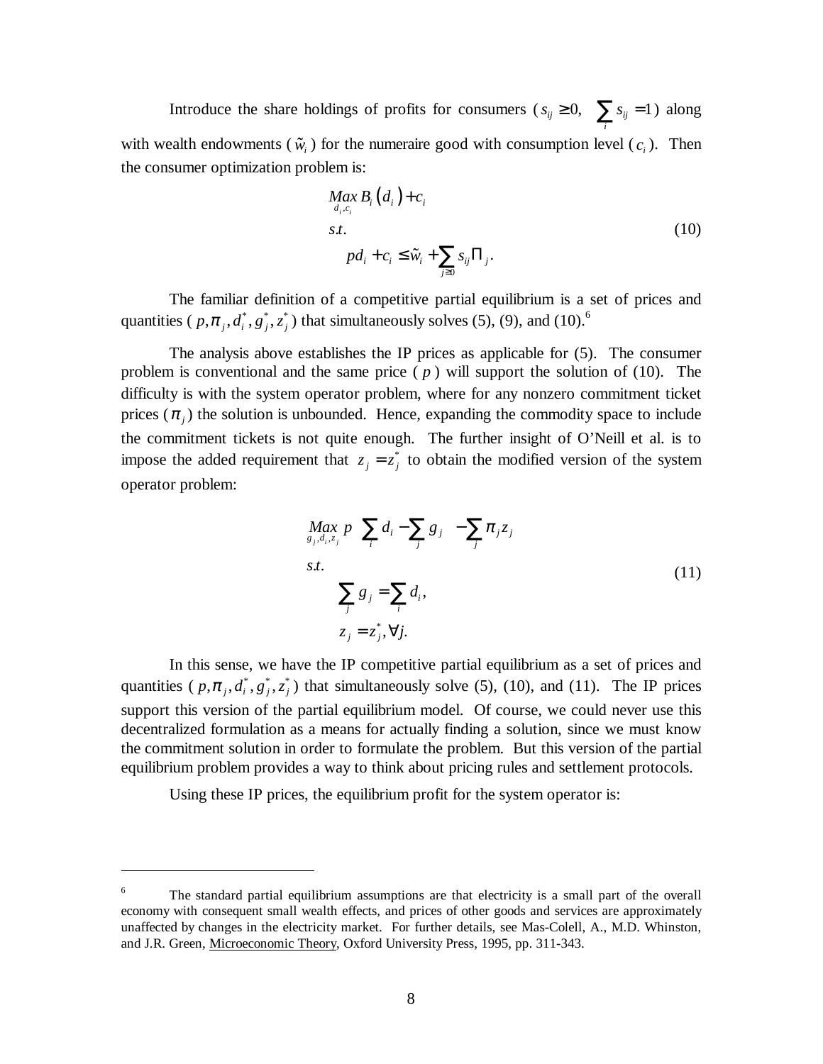Introduce the share holdings of profits for consumers ($s_{ij} \geq 0, \quad \sum_i s_{ij} = 1$) along with wealth endowments ($\tilde{w}_i$) for the numeraire good with consumption level ($c_i$). Then the consumer optimization problem is:

$$
\begin{aligned}
&\underset{d_i, c_i}{Max}\, B_i\left(d_i\right) + c_i \\
&s.t. \\
&\quad pd_i + c_i \leq \tilde{w}_i + \sum_{j \geq 0} s_{ij} \Pi_j .
\end{aligned}
\tag{10}
$$

The familiar definition of a competitive partial equilibrium is a set of prices and quantities ($p, \pi_j, d_i^*, g_j^*, z_j^*$) that simultaneously solves (5), (9), and (10).[6]

The analysis above establishes the IP prices as applicable for (5). The consumer problem is conventional and the same price ($p$) will support the solution of (10). The difficulty is with the system operator problem, where for any nonzero commitment ticket prices ($\pi_j$) the solution is unbounded. Hence, expanding the commodity space to include the commitment tickets is not quite enough. The further insight of O'Neill et al. is to impose the added requirement that $z_j = z_j^*$ to obtain the modified version of the system operator problem:

$$
\begin{aligned}
&\underset{g_j, d_i, z_j}{Max}\; p\left(\sum_i d_i - \sum_j g_j\right) - \sum_j \pi_j z_j \\
&s.t. \\
&\quad \sum_j g_j = \sum_i d_i, \\
&\quad z_j = z_j^*, \forall j.
\end{aligned}
\tag{11}
$$

In this sense, we have the IP competitive partial equilibrium as a set of prices and quantities ($p, \pi_j, d_i^*, g_j^*, z_j^*$) that simultaneously solve (5), (10), and (11). The IP prices support this version of the partial equilibrium model. Of course, we could never use this decentralized formulation as a means for actually finding a solution, since we must know the commitment solution in order to formulate the problem. But this version of the partial equilibrium problem provides a way to think about pricing rules and settlement protocols.

Using these IP prices, the equilibrium profit for the system operator is:

---

[6] The standard partial equilibrium assumptions are that electricity is a small part of the overall economy with consequent small wealth effects, and prices of other goods and services are approximately unaffected by changes in the electricity market. For further details, see Mas-Colell, A., M.D. Whinston, and J.R. Green, Microeconomic Theory, Oxford University Press, 1995, pp. 311-343.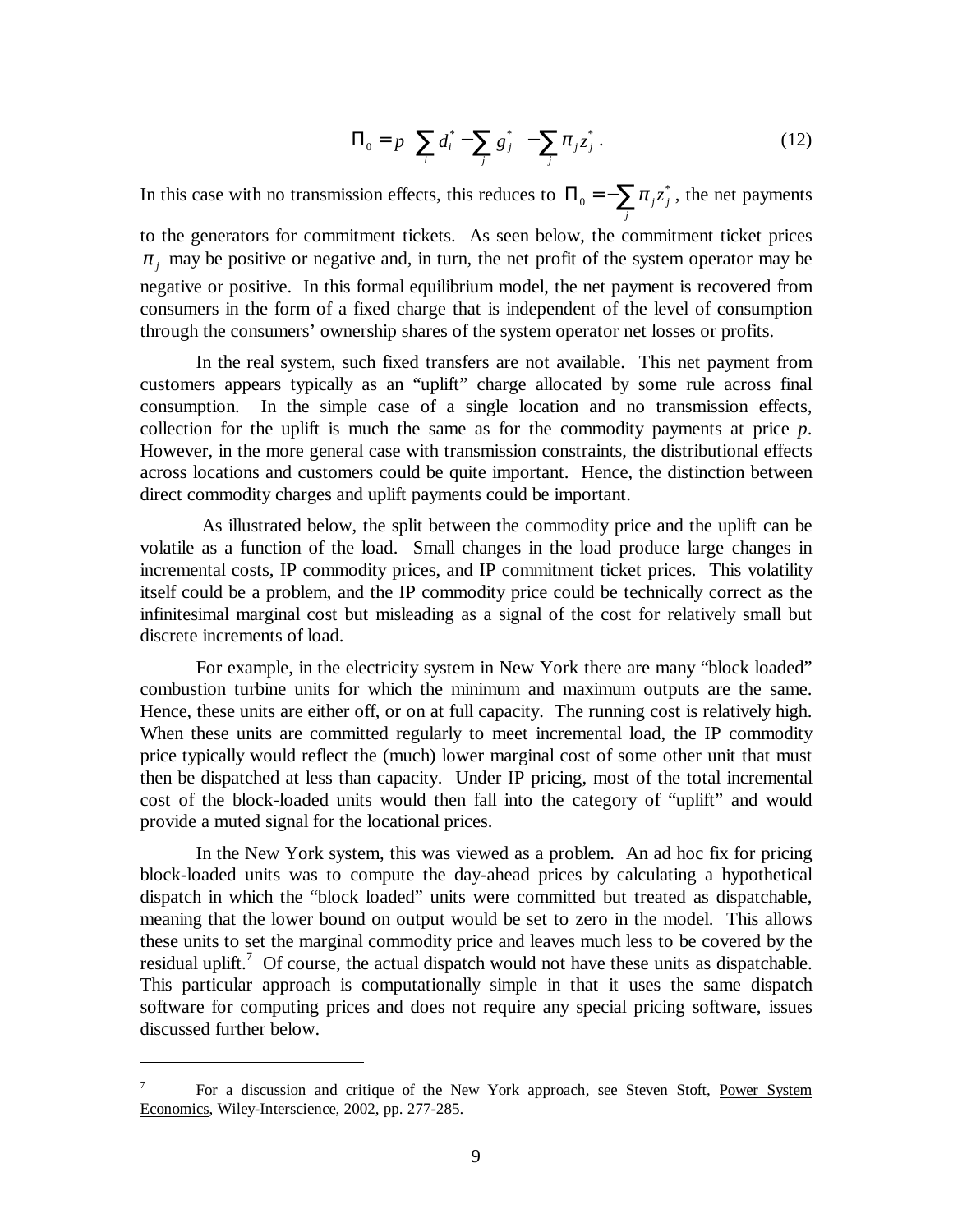$$\Pi_0 = p\left(\sum_i d_i^* - \sum_j g_j^*\right) - \sum_j \pi_j z_j^* . \tag{12}$$

In this case with no transmission effects, this reduces to $\Pi_0 = -\sum_j \pi_j z_j^*$, the net payments to the generators for commitment tickets. As seen below, the commitment ticket prices $\pi_j$ may be positive or negative and, in turn, the net profit of the system operator may be negative or positive. In this formal equilibrium model, the net payment is recovered from consumers in the form of a fixed charge that is independent of the level of consumption through the consumers' ownership shares of the system operator net losses or profits.

In the real system, such fixed transfers are not available. This net payment from customers appears typically as an "uplift" charge allocated by some rule across final consumption. In the simple case of a single location and no transmission effects, collection for the uplift is much the same as for the commodity payments at price *p*. However, in the more general case with transmission constraints, the distributional effects across locations and customers could be quite important. Hence, the distinction between direct commodity charges and uplift payments could be important.

As illustrated below, the split between the commodity price and the uplift can be volatile as a function of the load. Small changes in the load produce large changes in incremental costs, IP commodity prices, and IP commitment ticket prices. This volatility itself could be a problem, and the IP commodity price could be technically correct as the infinitesimal marginal cost but misleading as a signal of the cost for relatively small but discrete increments of load.

For example, in the electricity system in New York there are many "block loaded" combustion turbine units for which the minimum and maximum outputs are the same. Hence, these units are either off, or on at full capacity. The running cost is relatively high. When these units are committed regularly to meet incremental load, the IP commodity price typically would reflect the (much) lower marginal cost of some other unit that must then be dispatched at less than capacity. Under IP pricing, most of the total incremental cost of the block-loaded units would then fall into the category of "uplift" and would provide a muted signal for the locational prices.

In the New York system, this was viewed as a problem. An ad hoc fix for pricing block-loaded units was to compute the day-ahead prices by calculating a hypothetical dispatch in which the "block loaded" units were committed but treated as dispatchable, meaning that the lower bound on output would be set to zero in the model. This allows these units to set the marginal commodity price and leaves much less to be covered by the residual uplift.[7] Of course, the actual dispatch would not have these units as dispatchable. This particular approach is computationally simple in that it uses the same dispatch software for computing prices and does not require any special pricing software, issues discussed further below.

---

[7] For a discussion and critique of the New York approach, see Steven Stoft, Power System Economics, Wiley-Interscience, 2002, pp. 277-285.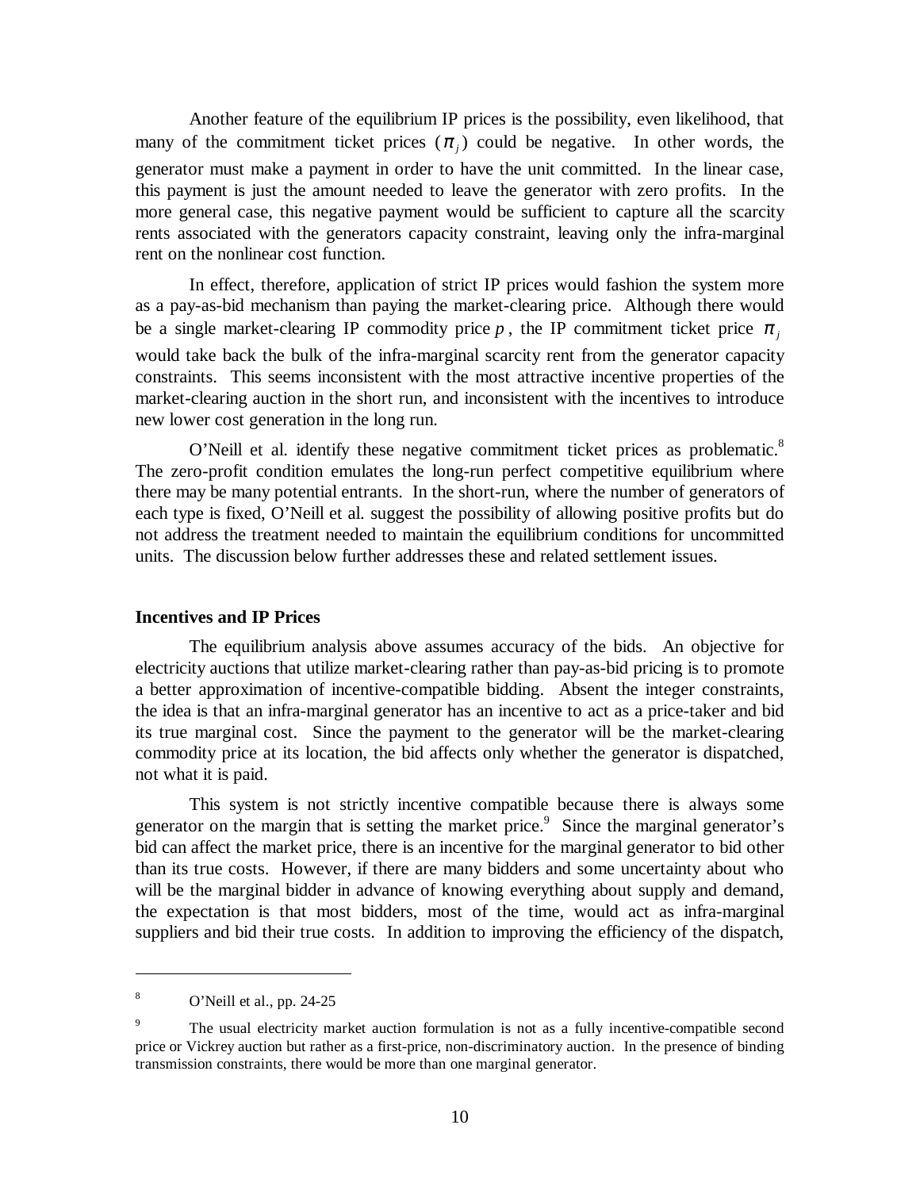Another feature of the equilibrium IP prices is the possibility, even likelihood, that many of the commitment ticket prices ($\pi_j$) could be negative. In other words, the generator must make a payment in order to have the unit committed. In the linear case, this payment is just the amount needed to leave the generator with zero profits. In the more general case, this negative payment would be sufficient to capture all the scarcity rents associated with the generators capacity constraint, leaving only the infra-marginal rent on the nonlinear cost function.

In effect, therefore, application of strict IP prices would fashion the system more as a pay-as-bid mechanism than paying the market-clearing price. Although there would be a single market-clearing IP commodity price $p$, the IP commitment ticket price $\pi_j$ would take back the bulk of the infra-marginal scarcity rent from the generator capacity constraints. This seems inconsistent with the most attractive incentive properties of the market-clearing auction in the short run, and inconsistent with the incentives to introduce new lower cost generation in the long run.

O'Neill et al. identify these negative commitment ticket prices as problematic.[8] The zero-profit condition emulates the long-run perfect competitive equilibrium where there may be many potential entrants. In the short-run, where the number of generators of each type is fixed, O'Neill et al. suggest the possibility of allowing positive profits but do not address the treatment needed to maintain the equilibrium conditions for uncommitted units. The discussion below further addresses these and related settlement issues.

### Incentives and IP Prices

The equilibrium analysis above assumes accuracy of the bids. An objective for electricity auctions that utilize market-clearing rather than pay-as-bid pricing is to promote a better approximation of incentive-compatible bidding. Absent the integer constraints, the idea is that an infra-marginal generator has an incentive to act as a price-taker and bid its true marginal cost. Since the payment to the generator will be the market-clearing commodity price at its location, the bid affects only whether the generator is dispatched, not what it is paid.

This system is not strictly incentive compatible because there is always some generator on the margin that is setting the market price.[9] Since the marginal generator's bid can affect the market price, there is an incentive for the marginal generator to bid other than its true costs. However, if there are many bidders and some uncertainty about who will be the marginal bidder in advance of knowing everything about supply and demand, the expectation is that most bidders, most of the time, would act as infra-marginal suppliers and bid their true costs. In addition to improving the efficiency of the dispatch,

---

[8] O'Neill et al., pp. 24-25

[9] The usual electricity market auction formulation is not as a fully incentive-compatible second price or Vickrey auction but rather as a first-price, non-discriminatory auction. In the presence of binding transmission constraints, there would be more than one marginal generator.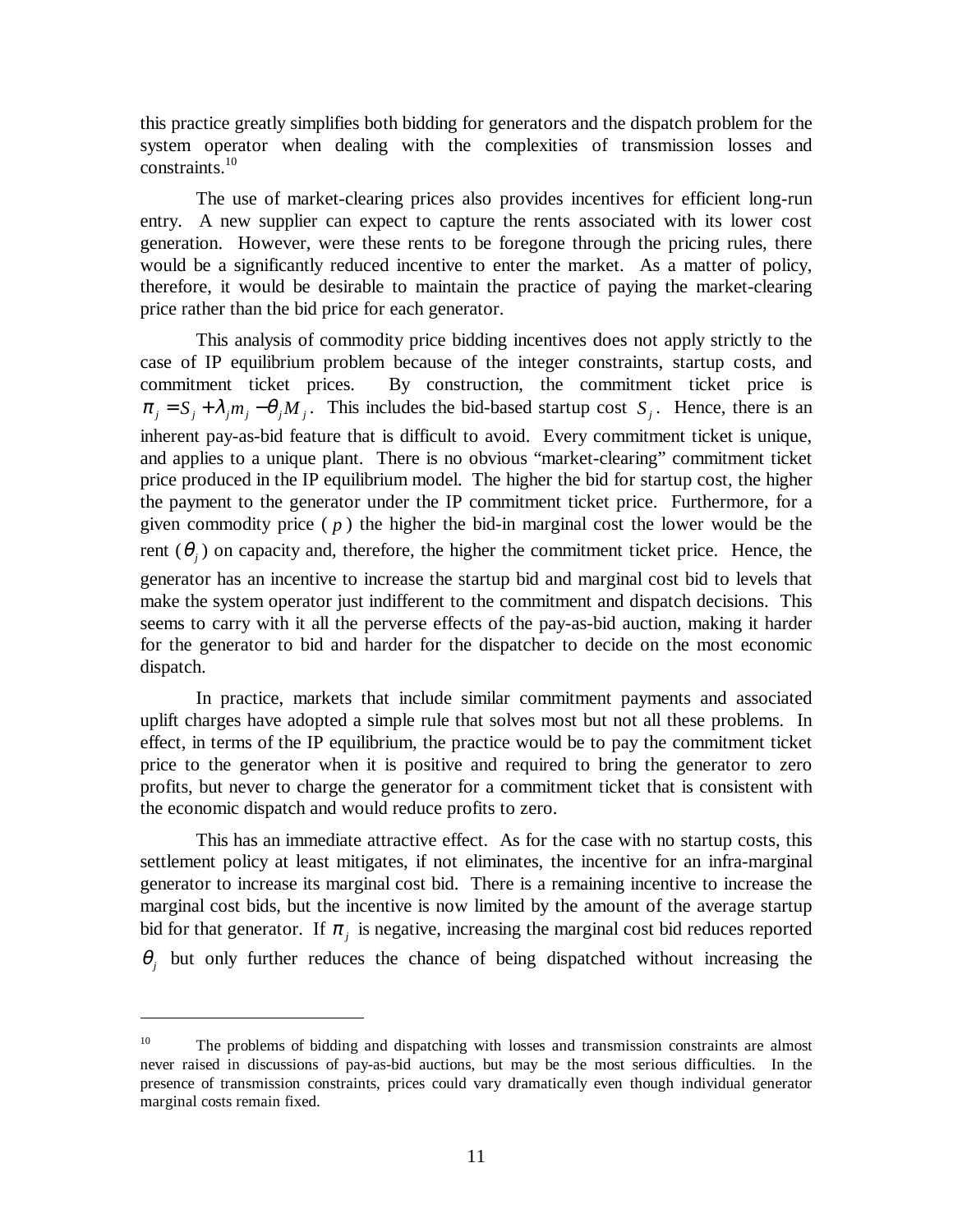this practice greatly simplifies both bidding for generators and the dispatch problem for the system operator when dealing with the complexities of transmission losses and constraints.[10]

The use of market-clearing prices also provides incentives for efficient long-run entry. A new supplier can expect to capture the rents associated with its lower cost generation. However, were these rents to be foregone through the pricing rules, there would be a significantly reduced incentive to enter the market. As a matter of policy, therefore, it would be desirable to maintain the practice of paying the market-clearing price rather than the bid price for each generator.

This analysis of commodity price bidding incentives does not apply strictly to the case of IP equilibrium problem because of the integer constraints, startup costs, and commitment ticket prices. By construction, the commitment ticket price is $\pi_j = S_j + \lambda_j m_j - \theta_j M_j$. This includes the bid-based startup cost $S_j$. Hence, there is an inherent pay-as-bid feature that is difficult to avoid. Every commitment ticket is unique, and applies to a unique plant. There is no obvious "market-clearing" commitment ticket price produced in the IP equilibrium model. The higher the bid for startup cost, the higher the payment to the generator under the IP commitment ticket price. Furthermore, for a given commodity price ( $p$ ) the higher the bid-in marginal cost the lower would be the rent ($\theta_j$) on capacity and, therefore, the higher the commitment ticket price. Hence, the generator has an incentive to increase the startup bid and marginal cost bid to levels that make the system operator just indifferent to the commitment and dispatch decisions. This seems to carry with it all the perverse effects of the pay-as-bid auction, making it harder for the generator to bid and harder for the dispatcher to decide on the most economic dispatch.

In practice, markets that include similar commitment payments and associated uplift charges have adopted a simple rule that solves most but not all these problems. In effect, in terms of the IP equilibrium, the practice would be to pay the commitment ticket price to the generator when it is positive and required to bring the generator to zero profits, but never to charge the generator for a commitment ticket that is consistent with the economic dispatch and would reduce profits to zero.

This has an immediate attractive effect. As for the case with no startup costs, this settlement policy at least mitigates, if not eliminates, the incentive for an infra-marginal generator to increase its marginal cost bid. There is a remaining incentive to increase the marginal cost bids, but the incentive is now limited by the amount of the average startup bid for that generator. If $\pi_j$ is negative, increasing the marginal cost bid reduces reported $\theta_j$ but only further reduces the chance of being dispatched without increasing the

---

[10] The problems of bidding and dispatching with losses and transmission constraints are almost never raised in discussions of pay-as-bid auctions, but may be the most serious difficulties. In the presence of transmission constraints, prices could vary dramatically even though individual generator marginal costs remain fixed.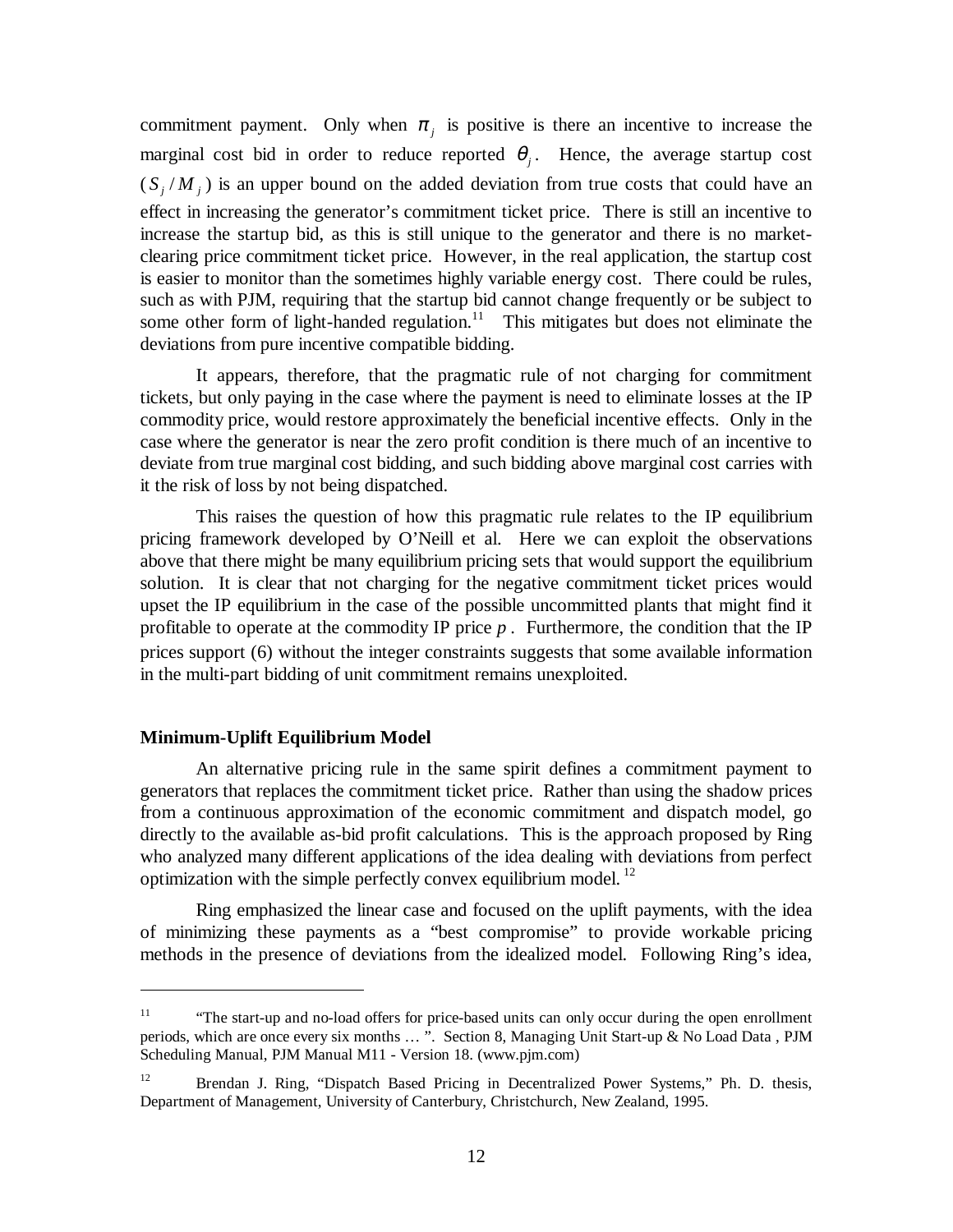commitment payment. Only when $\pi_j$ is positive is there an incentive to increase the marginal cost bid in order to reduce reported $\theta_j$. Hence, the average startup cost ($S_j / M_j$) is an upper bound on the added deviation from true costs that could have an effect in increasing the generator's commitment ticket price. There is still an incentive to increase the startup bid, as this is still unique to the generator and there is no market-clearing price commitment ticket price. However, in the real application, the startup cost is easier to monitor than the sometimes highly variable energy cost. There could be rules, such as with PJM, requiring that the startup bid cannot change frequently or be subject to some other form of light-handed regulation.[11] This mitigates but does not eliminate the deviations from pure incentive compatible bidding.

It appears, therefore, that the pragmatic rule of not charging for commitment tickets, but only paying in the case where the payment is need to eliminate losses at the IP commodity price, would restore approximately the beneficial incentive effects. Only in the case where the generator is near the zero profit condition is there much of an incentive to deviate from true marginal cost bidding, and such bidding above marginal cost carries with it the risk of loss by not being dispatched.

This raises the question of how this pragmatic rule relates to the IP equilibrium pricing framework developed by O'Neill et al. Here we can exploit the observations above that there might be many equilibrium pricing sets that would support the equilibrium solution. It is clear that not charging for the negative commitment ticket prices would upset the IP equilibrium in the case of the possible uncommitted plants that might find it profitable to operate at the commodity IP price $p$. Furthermore, the condition that the IP prices support (6) without the integer constraints suggests that some available information in the multi-part bidding of unit commitment remains unexploited.

**Minimum-Uplift Equilibrium Model**

An alternative pricing rule in the same spirit defines a commitment payment to generators that replaces the commitment ticket price. Rather than using the shadow prices from a continuous approximation of the economic commitment and dispatch model, go directly to the available as-bid profit calculations. This is the approach proposed by Ring who analyzed many different applications of the idea dealing with deviations from perfect optimization with the simple perfectly convex equilibrium model.[12]

Ring emphasized the linear case and focused on the uplift payments, with the idea of minimizing these payments as a "best compromise" to provide workable pricing methods in the presence of deviations from the idealized model. Following Ring's idea,

---

[11] "The start-up and no-load offers for price-based units can only occur during the open enrollment periods, which are once every six months … ". Section 8, Managing Unit Start-up & No Load Data , PJM Scheduling Manual, PJM Manual M11 - Version 18. (www.pjm.com)

[12] Brendan J. Ring, "Dispatch Based Pricing in Decentralized Power Systems," Ph. D. thesis, Department of Management, University of Canterbury, Christchurch, New Zealand, 1995.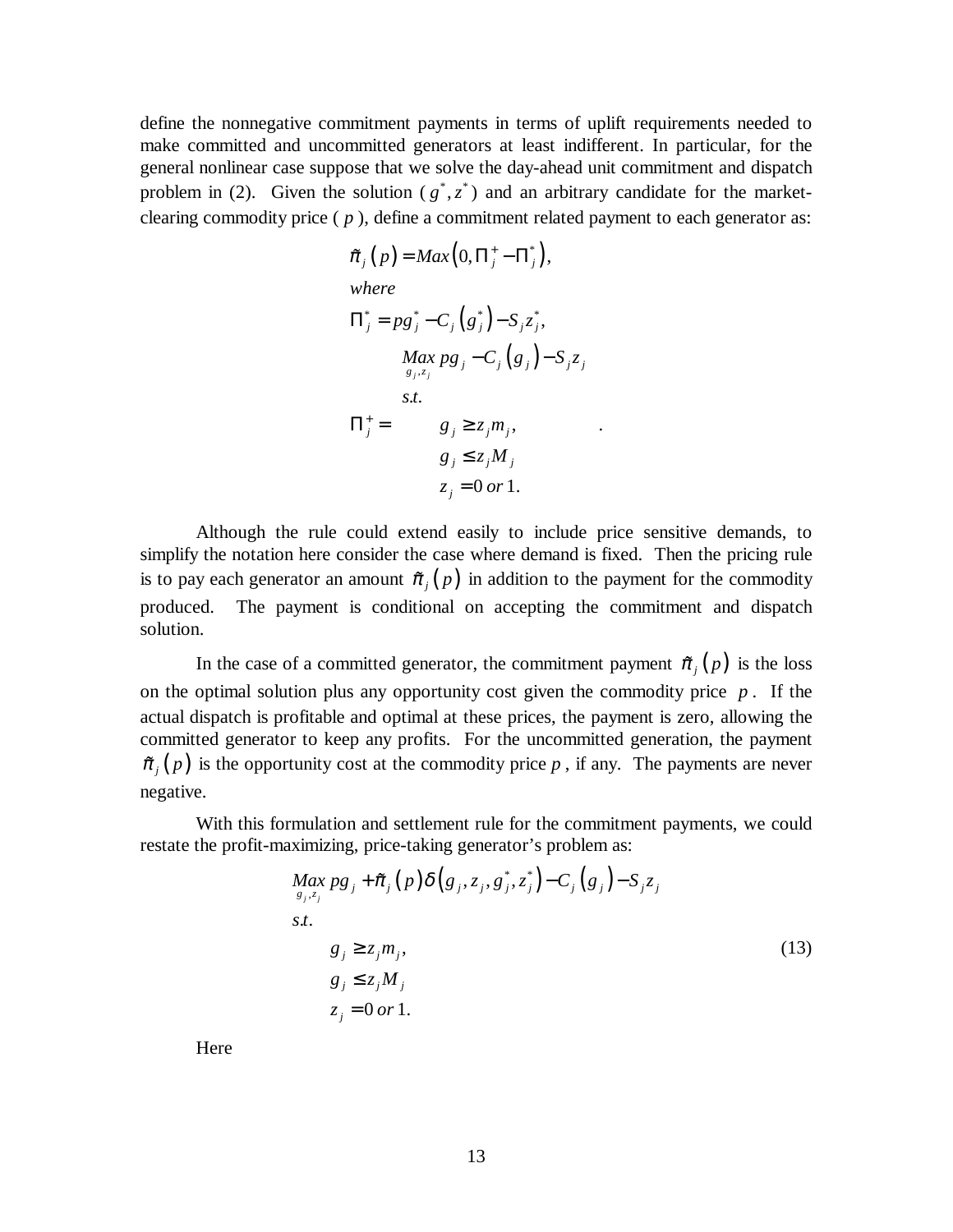define the nonnegative commitment payments in terms of uplift requirements needed to make committed and uncommitted generators at least indifferent. In particular, for the general nonlinear case suppose that we solve the day-ahead unit commitment and dispatch problem in (2). Given the solution $(g^*, z^*)$ and an arbitrary candidate for the market-clearing commodity price ($p$), define a commitment related payment to each generator as:

$$
\begin{aligned}
&\tilde{\pi}_j(p) = Max\left(0, \Pi_j^+ - \Pi_j^*\right), \\
&where \\
&\Pi_j^* = pg_j^* - C_j\left(g_j^*\right) - S_j z_j^*, \\
&\Pi_j^+ = \begin{array}{l} \underset{g_j, z_j}{Max}\; pg_j - C_j\left(g_j\right) - S_j z_j \\ s.t. \\ \quad g_j \geq z_j m_j, \\ \quad g_j \leq z_j M_j \\ \quad z_j = 0 \; or \; 1. \end{array}
\end{aligned}
$$

Although the rule could extend easily to include price sensitive demands, to simplify the notation here consider the case where demand is fixed. Then the pricing rule is to pay each generator an amount $\tilde{\pi}_j(p)$ in addition to the payment for the commodity produced. The payment is conditional on accepting the commitment and dispatch solution.

In the case of a committed generator, the commitment payment $\tilde{\pi}_j(p)$ is the loss on the optimal solution plus any opportunity cost given the commodity price $p$. If the actual dispatch is profitable and optimal at these prices, the payment is zero, allowing the committed generator to keep any profits. For the uncommitted generation, the payment $\tilde{\pi}_j(p)$ is the opportunity cost at the commodity price $p$, if any. The payments are never negative.

With this formulation and settlement rule for the commitment payments, we could restate the profit-maximizing, price-taking generator's problem as:

$$
\begin{aligned}
&\underset{g_j, z_j}{Max}\; pg_j + \tilde{\pi}_j(p)\delta\left(g_j, z_j, g_j^*, z_j^*\right) - C_j\left(g_j\right) - S_j z_j \\
&s.t. \\
&\quad g_j \geq z_j m_j, \\
&\quad g_j \leq z_j M_j \\
&\quad z_j = 0 \; or \; 1.
\end{aligned}
\tag{13}
$$

Here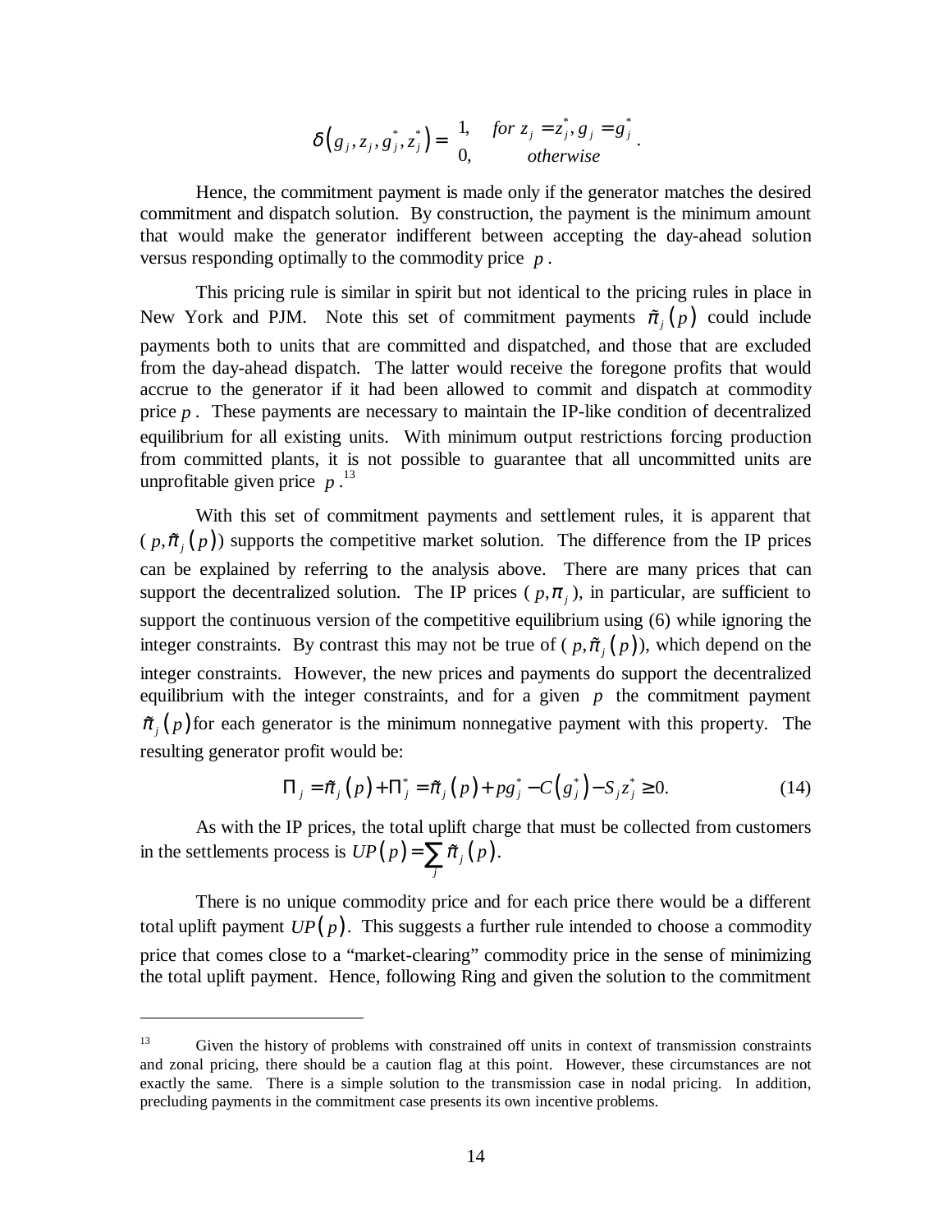$$\delta\left(g_j, z_j, g_j^*, z_j^*\right) = \begin{cases} 1, & \text{for } z_j = z_j^*, g_j = g_j^* \\ 0, & \text{otherwise} \end{cases}.$$

Hence, the commitment payment is made only if the generator matches the desired commitment and dispatch solution. By construction, the payment is the minimum amount that would make the generator indifferent between accepting the day-ahead solution versus responding optimally to the commodity price $p$.

This pricing rule is similar in spirit but not identical to the pricing rules in place in New York and PJM. Note this set of commitment payments $\tilde{\pi}_j\left(p\right)$ could include payments both to units that are committed and dispatched, and those that are excluded from the day-ahead dispatch. The latter would receive the foregone profits that would accrue to the generator if it had been allowed to commit and dispatch at commodity price $p$. These payments are necessary to maintain the IP-like condition of decentralized equilibrium for all existing units. With minimum output restrictions forcing production from committed plants, it is not possible to guarantee that all uncommitted units are unprofitable given price $p$.[13]

With this set of commitment payments and settlement rules, it is apparent that ($p, \tilde{\pi}_j\left(p\right)$) supports the competitive market solution. The difference from the IP prices can be explained by referring to the analysis above. There are many prices that can support the decentralized solution. The IP prices ($p, \pi_j$), in particular, are sufficient to support the continuous version of the competitive equilibrium using (6) while ignoring the integer constraints. By contrast this may not be true of ($p, \tilde{\pi}_j\left(p\right)$), which depend on the integer constraints. However, the new prices and payments do support the decentralized equilibrium with the integer constraints, and for a given $p$ the commitment payment $\tilde{\pi}_j\left(p\right)$ for each generator is the minimum nonnegative payment with this property. The resulting generator profit would be:

$$\Pi_j = \tilde{\pi}_j\left(p\right) + \Pi_j^* = \tilde{\pi}_j\left(p\right) + pg_j^* - C\left(g_j^*\right) - S_j z_j^* \geq 0. \tag{14}$$

As with the IP prices, the total uplift charge that must be collected from customers in the settlements process is $UP\left(p\right) = \sum_j \tilde{\pi}_j\left(p\right)$.

There is no unique commodity price and for each price there would be a different total uplift payment $UP\left(p\right)$. This suggests a further rule intended to choose a commodity price that comes close to a "market-clearing" commodity price in the sense of minimizing the total uplift payment. Hence, following Ring and given the solution to the commitment

---

[13] Given the history of problems with constrained off units in context of transmission constraints and zonal pricing, there should be a caution flag at this point. However, these circumstances are not exactly the same. There is a simple solution to the transmission case in nodal pricing. In addition, precluding payments in the commitment case presents its own incentive problems.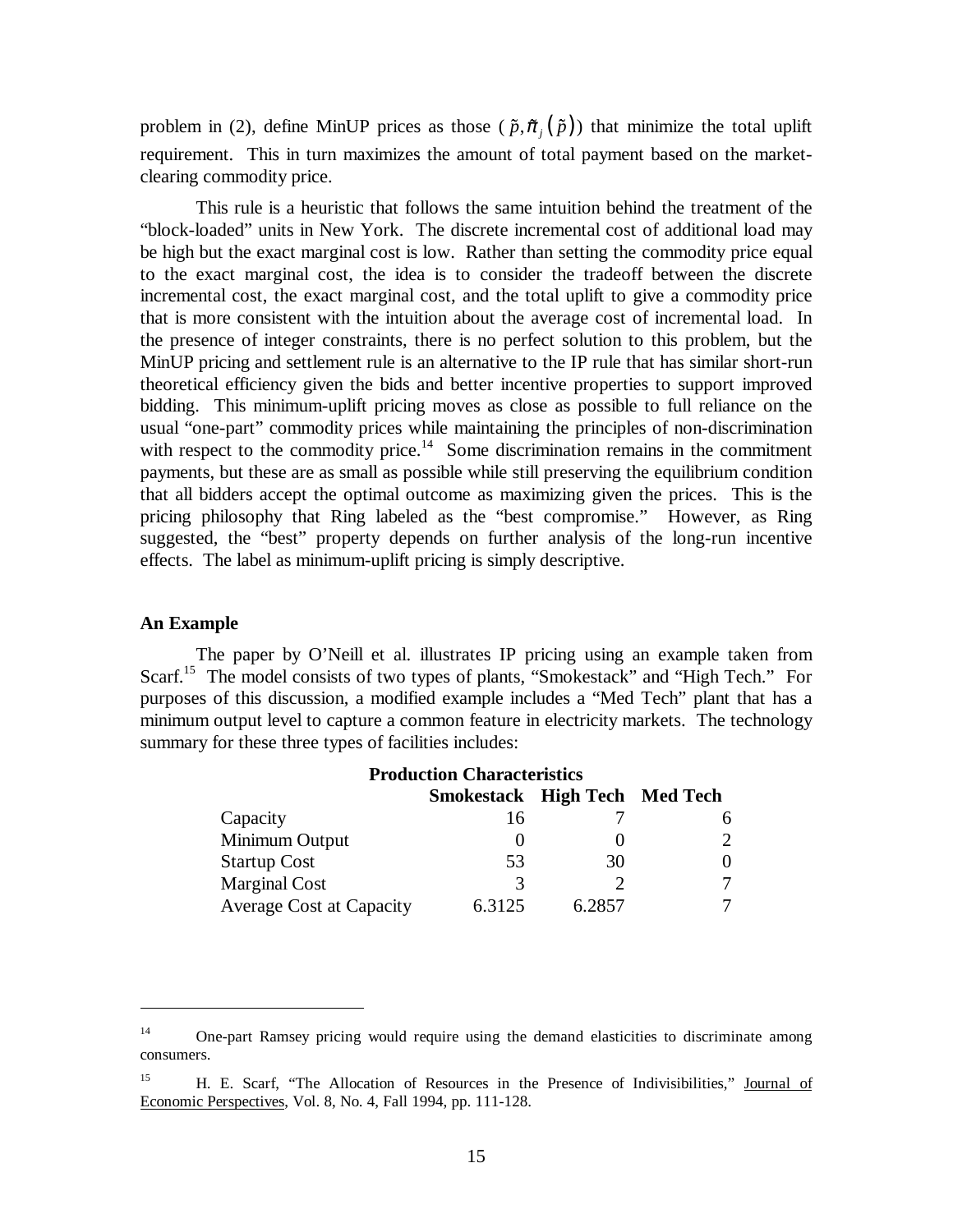problem in (2), define MinUP prices as those ($\tilde{p}, \tilde{\pi}_j(\tilde{p})$) that minimize the total uplift requirement. This in turn maximizes the amount of total payment based on the market-clearing commodity price.

This rule is a heuristic that follows the same intuition behind the treatment of the "block-loaded" units in New York. The discrete incremental cost of additional load may be high but the exact marginal cost is low. Rather than setting the commodity price equal to the exact marginal cost, the idea is to consider the tradeoff between the discrete incremental cost, the exact marginal cost, and the total uplift to give a commodity price that is more consistent with the intuition about the average cost of incremental load. In the presence of integer constraints, there is no perfect solution to this problem, but the MinUP pricing and settlement rule is an alternative to the IP rule that has similar short-run theoretical efficiency given the bids and better incentive properties to support improved bidding. This minimum-uplift pricing moves as close as possible to full reliance on the usual "one-part" commodity prices while maintaining the principles of non-discrimination with respect to the commodity price.[14] Some discrimination remains in the commitment payments, but these are as small as possible while still preserving the equilibrium condition that all bidders accept the optimal outcome as maximizing given the prices. This is the pricing philosophy that Ring labeled as the "best compromise." However, as Ring suggested, the "best" property depends on further analysis of the long-run incentive effects. The label as minimum-uplift pricing is simply descriptive.

**An Example**

The paper by O'Neill et al. illustrates IP pricing using an example taken from Scarf.[15] The model consists of two types of plants, "Smokestack" and "High Tech." For purposes of this discussion, a modified example includes a "Med Tech" plant that has a minimum output level to capture a common feature in electricity markets. The technology summary for these three types of facilities includes:

**Production Characteristics**

| | Smokestack | High Tech | Med Tech |
|---|---|---|---|
| Capacity | 16 | 7 | 6 |
| Minimum Output | 0 | 0 | 2 |
| Startup Cost | 53 | 30 | 0 |
| Marginal Cost | 3 | 2 | 7 |
| Average Cost at Capacity | 6.3125 | 6.2857 | 7 |

---

[14] One-part Ramsey pricing would require using the demand elasticities to discriminate among consumers.

[15] H. E. Scarf, "The Allocation of Resources in the Presence of Indivisibilities," Journal of Economic Perspectives, Vol. 8, No. 4, Fall 1994, pp. 111-128.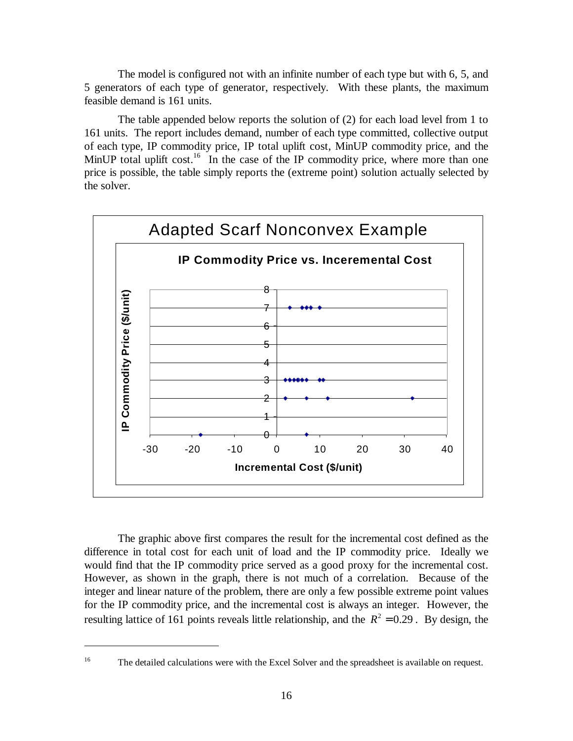The model is configured not with an infinite number of each type but with 6, 5, and 5 generators of each type of generator, respectively. With these plants, the maximum feasible demand is 161 units.

The table appended below reports the solution of (2) for each load level from 1 to 161 units. The report includes demand, number of each type committed, collective output of each type, IP commodity price, IP total uplift cost, MinUP commodity price, and the MinUP total uplift cost.[16] In the case of the IP commodity price, where more than one price is possible, the table simply reports the (extreme point) solution actually selected by the solver.

The graphic above first compares the result for the incremental cost defined as the difference in total cost for each unit of load and the IP commodity price. Ideally we would find that the IP commodity price served as a good proxy for the incremental cost. However, as shown in the graph, there is not much of a correlation. Because of the integer and linear nature of the problem, there are only a few possible extreme point values for the IP commodity price, and the incremental cost is always an integer. However, the resulting lattice of 161 points reveals little relationship, and the $R^2 = 0.29$. By design, the

---

[16] The detailed calculations were with the Excel Solver and the spreadsheet is available on request.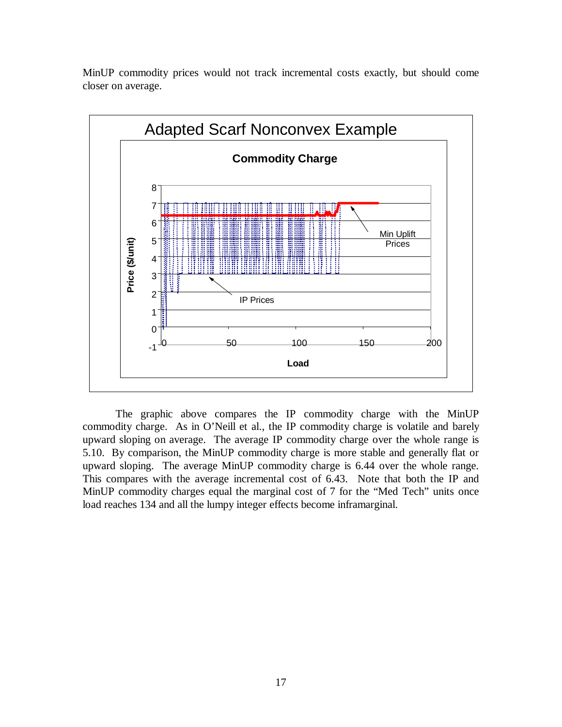MinUP commodity prices would not track incremental costs exactly, but should come closer on average.

The graphic above compares the IP commodity charge with the MinUP commodity charge. As in O'Neill et al., the IP commodity charge is volatile and barely upward sloping on average. The average IP commodity charge over the whole range is 5.10. By comparison, the MinUP commodity charge is more stable and generally flat or upward sloping. The average MinUP commodity charge is 6.44 over the whole range. This compares with the average incremental cost of 6.43. Note that both the IP and MinUP commodity charges equal the marginal cost of 7 for the "Med Tech" units once load reaches 134 and all the lumpy integer effects become inframarginal.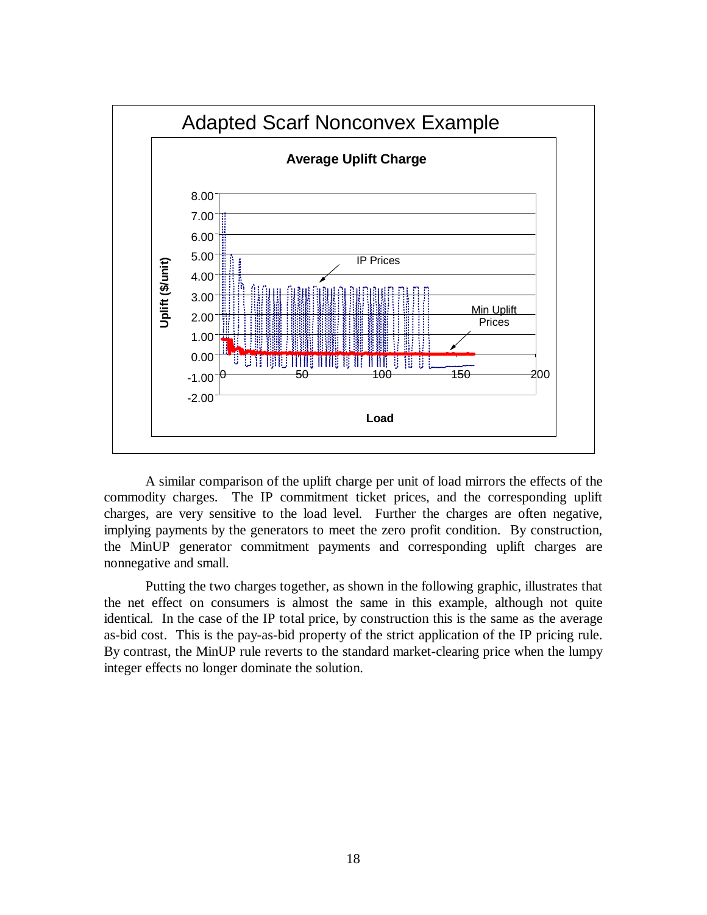A similar comparison of the uplift charge per unit of load mirrors the effects of the commodity charges. The IP commitment ticket prices, and the corresponding uplift charges, are very sensitive to the load level. Further the charges are often negative, implying payments by the generators to meet the zero profit condition. By construction, the MinUP generator commitment payments and corresponding uplift charges are nonnegative and small.

Putting the two charges together, as shown in the following graphic, illustrates that the net effect on consumers is almost the same in this example, although not quite identical. In the case of the IP total price, by construction this is the same as the average as-bid cost. This is the pay-as-bid property of the strict application of the IP pricing rule. By contrast, the MinUP rule reverts to the standard market-clearing price when the lumpy integer effects no longer dominate the solution.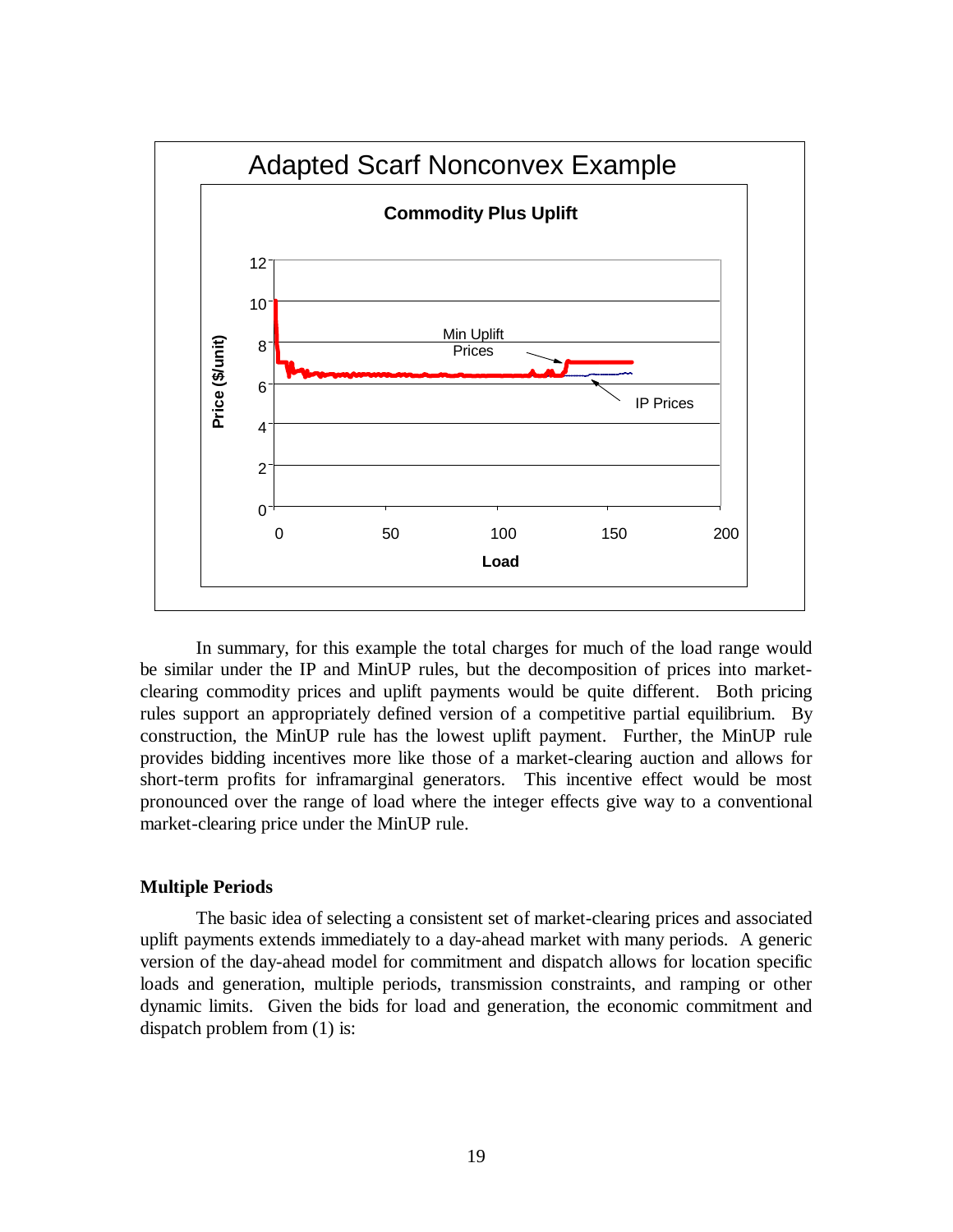In summary, for this example the total charges for much of the load range would be similar under the IP and MinUP rules, but the decomposition of prices into market-clearing commodity prices and uplift payments would be quite different. Both pricing rules support an appropriately defined version of a competitive partial equilibrium. By construction, the MinUP rule has the lowest uplift payment. Further, the MinUP rule provides bidding incentives more like those of a market-clearing auction and allows for short-term profits for inframarginal generators. This incentive effect would be most pronounced over the range of load where the integer effects give way to a conventional market-clearing price under the MinUP rule.

### Multiple Periods

The basic idea of selecting a consistent set of market-clearing prices and associated uplift payments extends immediately to a day-ahead market with many periods. A generic version of the day-ahead model for commitment and dispatch allows for location specific loads and generation, multiple periods, transmission constraints, and ramping or other dynamic limits. Given the bids for load and generation, the economic commitment and dispatch problem from (1) is: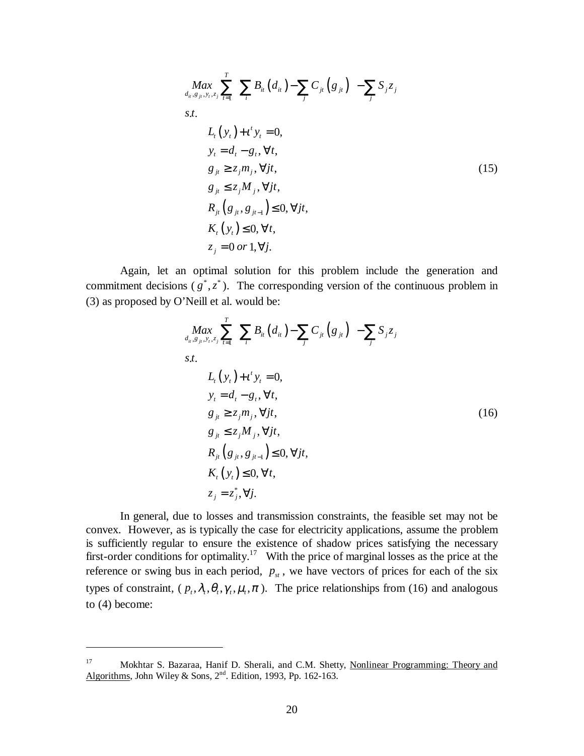$$
\begin{aligned}
&\underset{d_{it}, g_{jt}, y_t, z_j}{Max} \sum_{t=1}^{T} \left[ \sum_i B_{it}\left(d_{it}\right) - \sum_j C_{jt}\left(g_{jt}\right) \right] - \sum_j S_j z_j \\
&s.t. \\
&\quad L_t\left(y_t\right) + \iota^t y_t = 0, \\
&\quad y_t = d_t - g_t, \forall t, \\
&\quad g_{jt} \geq z_j m_j, \forall jt, \\
&\quad g_{jt} \leq z_j M_j, \forall jt, \\
&\quad R_{jt}\left(g_{jt}, g_{jt-1}\right) \leq 0, \forall jt, \\
&\quad K_t\left(y_t\right) \leq 0, \forall t, \\
&\quad z_j = 0 \; or \; 1, \forall j.
\end{aligned} \tag{15}
$$

Again, let an optimal solution for this problem include the generation and commitment decisions ( $g^*, z^*$ ). The corresponding version of the continuous problem in (3) as proposed by O'Neill et al. would be:

$$
\begin{aligned}
&\underset{d_{it}, g_{jt}, y_t, z_j}{Max} \sum_{t=1}^{T} \left[ \sum_i B_{it}\left(d_{it}\right) - \sum_j C_{jt}\left(g_{jt}\right) \right] - \sum_j S_j z_j \\
&s.t. \\
&\quad L_t\left(y_t\right) + \iota^t y_t = 0, \\
&\quad y_t = d_t - g_t, \forall t, \\
&\quad g_{jt} \geq z_j m_j, \forall jt, \\
&\quad g_{jt} \leq z_j M_j, \forall jt, \\
&\quad R_{jt}\left(g_{jt}, g_{jt-1}\right) \leq 0, \forall jt, \\
&\quad K_t\left(y_t\right) \leq 0, \forall t, \\
&\quad z_j = z_j^*, \forall j.
\end{aligned} \tag{16}
$$

In general, due to losses and transmission constraints, the feasible set may not be convex. However, as is typically the case for electricity applications, assume the problem is sufficiently regular to ensure the existence of shadow prices satisfying the necessary first-order conditions for optimality.[17] With the price of marginal losses as the price at the reference or swing bus in each period, $p_{st}$ , we have vectors of prices for each of the six types of constraint, ( $p_t, \lambda_t, \theta_t, \gamma_t, \mu_t, \pi$ ). The price relationships from (16) and analogous to (4) become:

---

[17] Mokhtar S. Bazaraa, Hanif D. Sherali, and C.M. Shetty, Nonlinear Programming: Theory and Algorithms, John Wiley & Sons, 2nd. Edition, 1993, Pp. 162-163.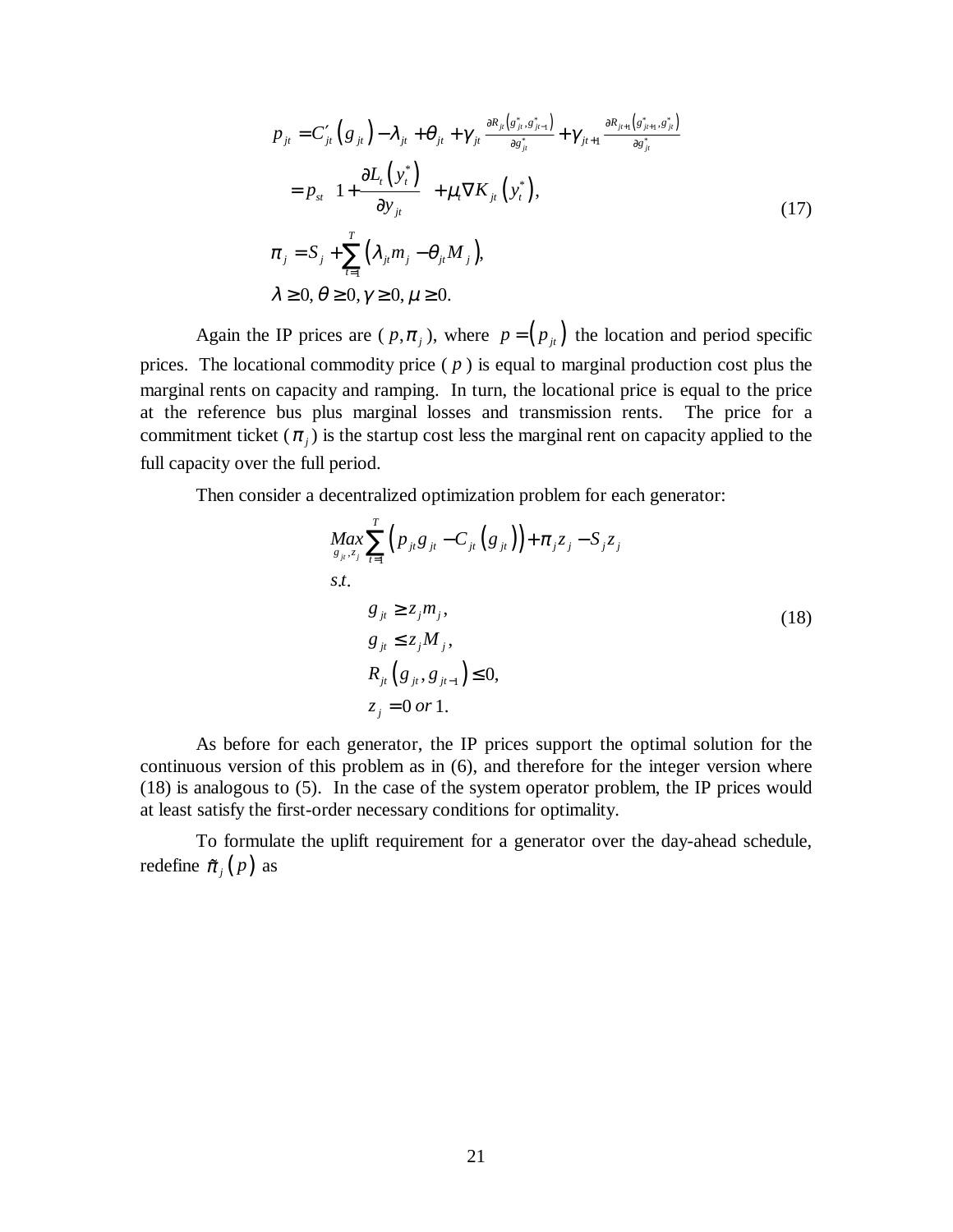$$
\begin{aligned}
p_{jt} &= C'_{jt}\left(g_{jt}\right) - \lambda_{jt} + \theta_{jt} + \gamma_{jt} \frac{\partial R_{jt}\left(g^*_{jt}, g^*_{jt-1}\right)}{\partial g^*_{jt}} + \gamma_{jt+1} \frac{\partial R_{jt+1}\left(g^*_{jt+1}, g^*_{jt}\right)}{\partial g^*_{jt}} \\
&= p_{st}\left(1 + \frac{\partial L_t\left(y^*_t\right)}{\partial y_{jt}}\right) + \mu_t \nabla K_{jt}\left(y^*_t\right), \\
\pi_j &= S_j + \sum_{t=1}^{T}\left(\lambda_{jt} m_j - \theta_{jt} M_j\right), \\
\lambda &\geq 0, \theta \geq 0, \gamma \geq 0, \mu \geq 0.
\end{aligned}
\tag{17}
$$

Again the IP prices are ( $p, \pi_j$ ), where $p = \left(p_{jt}\right)$ the location and period specific prices. The locational commodity price ( $p$ ) is equal to marginal production cost plus the marginal rents on capacity and ramping. In turn, the locational price is equal to the price at the reference bus plus marginal losses and transmission rents. The price for a commitment ticket ( $\pi_j$ ) is the startup cost less the marginal rent on capacity applied to the full capacity over the full period.

Then consider a decentralized optimization problem for each generator:

$$
\begin{aligned}
&\underset{g_{jt}, z_j}{Max} \sum_{t=1}^{T}\left(p_{jt} g_{jt} - C_{jt}\left(g_{jt}\right)\right) + \pi_j z_j - S_j z_j \\
&s.t. \\
&\qquad g_{jt} \geq z_j m_j, \\
&\qquad g_{jt} \leq z_j M_j, \\
&\qquad R_{jt}\left(g_{jt}, g_{jt-1}\right) \leq 0, \\
&\qquad z_j = 0 \text{ or } 1.
\end{aligned}
\tag{18}
$$

As before for each generator, the IP prices support the optimal solution for the continuous version of this problem as in (6), and therefore for the integer version where (18) is analogous to (5). In the case of the system operator problem, the IP prices would at least satisfy the first-order necessary conditions for optimality.

To formulate the uplift requirement for a generator over the day-ahead schedule, redefine $\tilde{\pi}_j\left(p\right)$ as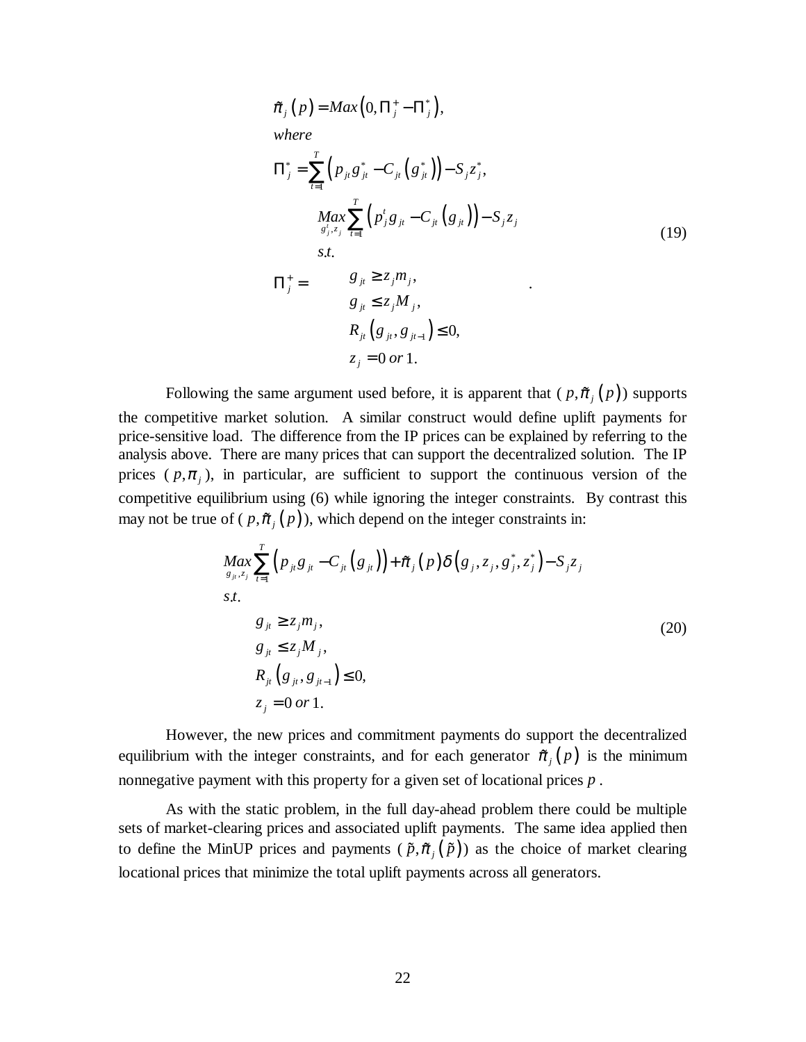$$
\begin{aligned}
&\tilde{\pi}_j(p) = Max\left(0, \Pi_j^+ - \Pi_j^*\right),\\
&where\\
&\Pi_j^* = \sum_{t=1}^{T}\left(p_{jt}g_{jt}^* - C_{jt}\left(g_{jt}^*\right)\right) - S_j z_j^*,\\
&\Pi_j^+ = \begin{array}{l} \underset{g_j^t, z_j}{Max} \sum_{t=1}^{T}\left(p_j^t g_{jt} - C_{jt}\left(g_{jt}\right)\right) - S_j z_j \\ s.t. \\ \quad g_{jt} \geq z_j m_j, \\ \quad g_{jt} \leq z_j M_j, \\ \quad R_{jt}\left(g_{jt}, g_{jt-1}\right) \leq 0, \\ \quad z_j = 0 \; or \; 1. \end{array}
\end{aligned}
\tag{19}
$$

Following the same argument used before, it is apparent that ( $p, \tilde{\pi}_j(p)$) supports the competitive market solution. A similar construct would define uplift payments for price-sensitive load. The difference from the IP prices can be explained by referring to the analysis above. There are many prices that can support the decentralized solution. The IP prices ( $p, \pi_j$ ), in particular, are sufficient to support the continuous version of the competitive equilibrium using (6) while ignoring the integer constraints. By contrast this may not be true of ( $p, \tilde{\pi}_j(p)$), which depend on the integer constraints in:

$$
\begin{aligned}
&\underset{g_{jt}, z_j}{Max} \sum_{t=1}^{T}\left(p_{jt}g_{jt} - C_{jt}\left(g_{jt}\right)\right) + \tilde{\pi}_j(p)\delta\left(g_j, z_j, g_j^*, z_j^*\right) - S_j z_j\\
&s.t.\\
&\quad g_{jt} \geq z_j m_j,\\
&\quad g_{jt} \leq z_j M_j,\\
&\quad R_{jt}\left(g_{jt}, g_{jt-1}\right) \leq 0,\\
&\quad z_j = 0 \; or \; 1.
\end{aligned}
\tag{20}
$$

However, the new prices and commitment payments do support the decentralized equilibrium with the integer constraints, and for each generator $\tilde{\pi}_j(p)$ is the minimum nonnegative payment with this property for a given set of locational prices $p$.

As with the static problem, in the full day-ahead problem there could be multiple sets of market-clearing prices and associated uplift payments. The same idea applied then to define the MinUP prices and payments ( $\tilde{p}, \tilde{\pi}_j(\tilde{p})$) as the choice of market clearing locational prices that minimize the total uplift payments across all generators.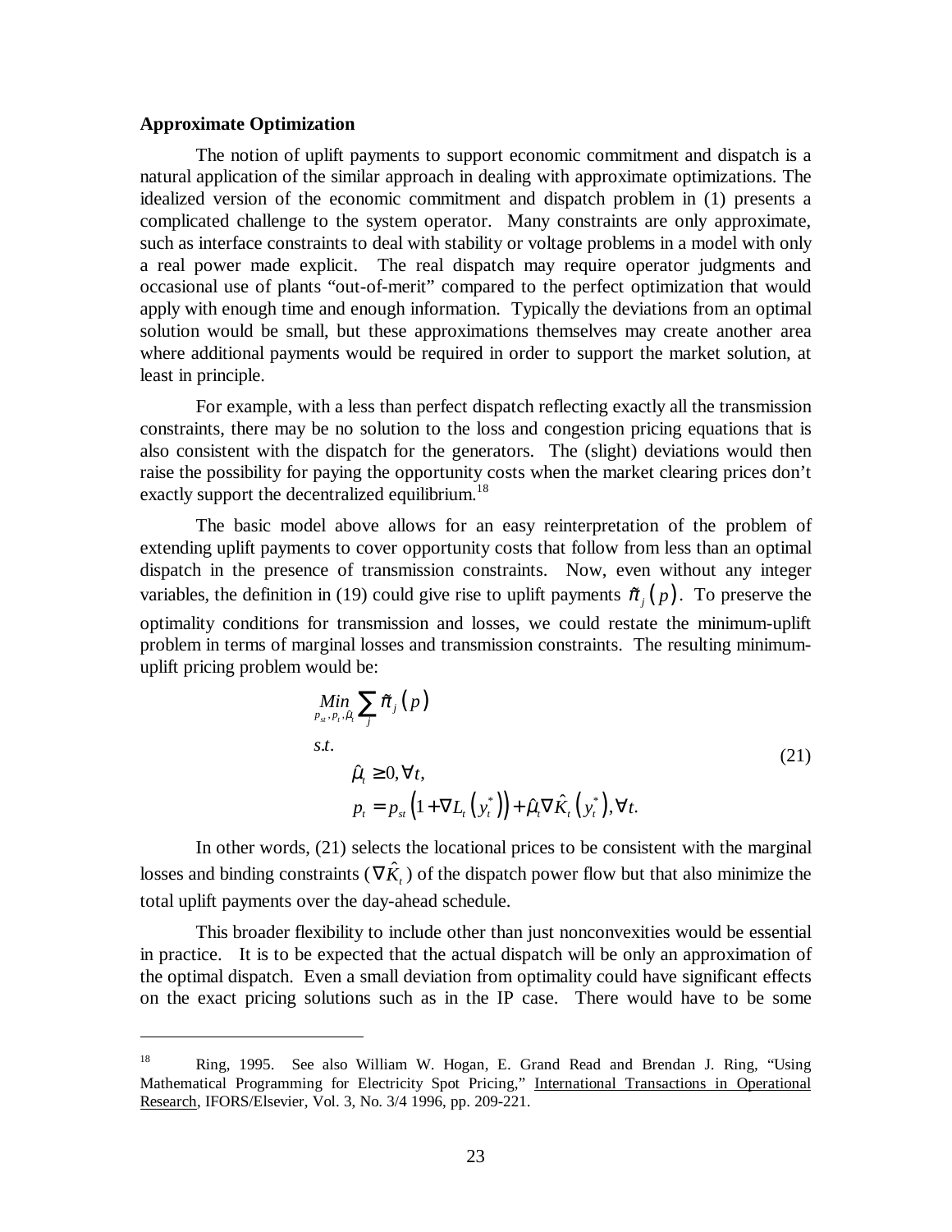**Approximate Optimization**

The notion of uplift payments to support economic commitment and dispatch is a natural application of the similar approach in dealing with approximate optimizations. The idealized version of the economic commitment and dispatch problem in (1) presents a complicated challenge to the system operator. Many constraints are only approximate, such as interface constraints to deal with stability or voltage problems in a model with only a real power made explicit. The real dispatch may require operator judgments and occasional use of plants "out-of-merit" compared to the perfect optimization that would apply with enough time and enough information. Typically the deviations from an optimal solution would be small, but these approximations themselves may create another area where additional payments would be required in order to support the market solution, at least in principle.

For example, with a less than perfect dispatch reflecting exactly all the transmission constraints, there may be no solution to the loss and congestion pricing equations that is also consistent with the dispatch for the generators. The (slight) deviations would then raise the possibility for paying the opportunity costs when the market clearing prices don't exactly support the decentralized equilibrium.[18]

The basic model above allows for an easy reinterpretation of the problem of extending uplift payments to cover opportunity costs that follow from less than an optimal dispatch in the presence of transmission constraints. Now, even without any integer variables, the definition in (19) could give rise to uplift payments $\tilde{\pi}_j(p)$. To preserve the optimality conditions for transmission and losses, we could restate the minimum-uplift problem in terms of marginal losses and transmission constraints. The resulting minimum-uplift pricing problem would be:

$$
\begin{aligned}
&\underset{p_{st}, p_t, \hat{\mu}_t}{Min} \sum_j \tilde{\pi}_j(p) \\
&s.t. \\
&\qquad \hat{\mu}_t \geq 0, \forall t, \\
&\qquad p_t = p_{st}\left(1 + \nabla L_t\left(y_t^*\right)\right) + \hat{\mu}_t \nabla \hat{K}_t\left(y_t^*\right), \forall t.
\end{aligned}
\tag{21}
$$

In other words, (21) selects the locational prices to be consistent with the marginal losses and binding constraints ($\nabla \hat{K}_t$) of the dispatch power flow but that also minimize the total uplift payments over the day-ahead schedule.

This broader flexibility to include other than just nonconvexities would be essential in practice. It is to be expected that the actual dispatch will be only an approximation of the optimal dispatch. Even a small deviation from optimality could have significant effects on the exact pricing solutions such as in the IP case. There would have to be some

---

[18] Ring, 1995. See also William W. Hogan, E. Grand Read and Brendan J. Ring, "Using Mathematical Programming for Electricity Spot Pricing," International Transactions in Operational Research, IFORS/Elsevier, Vol. 3, No. 3/4 1996, pp. 209-221.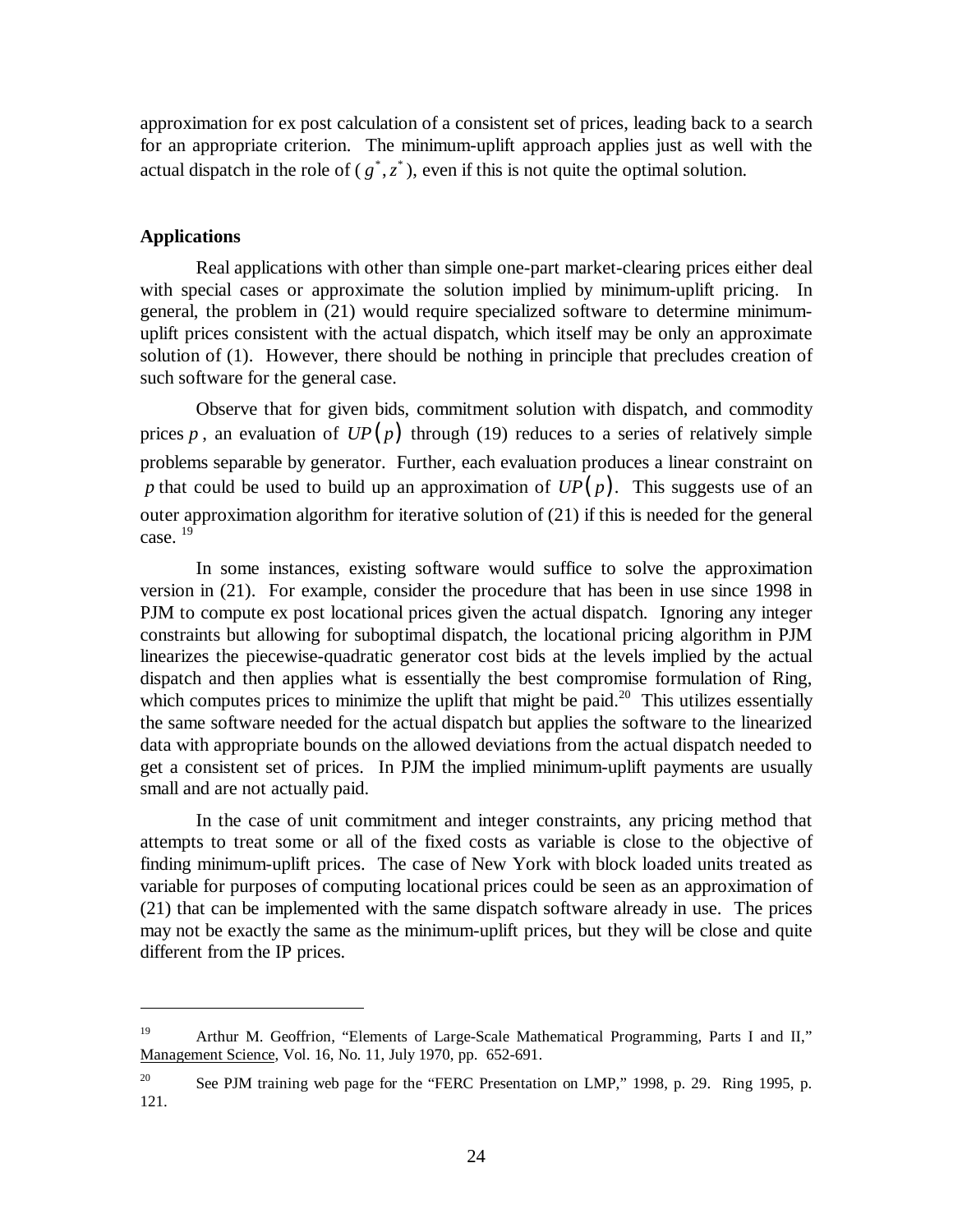approximation for ex post calculation of a consistent set of prices, leading back to a search for an appropriate criterion. The minimum-uplift approach applies just as well with the actual dispatch in the role of ($g^*, z^*$), even if this is not quite the optimal solution.

### Applications

Real applications with other than simple one-part market-clearing prices either deal with special cases or approximate the solution implied by minimum-uplift pricing. In general, the problem in (21) would require specialized software to determine minimum-uplift prices consistent with the actual dispatch, which itself may be only an approximate solution of (1). However, there should be nothing in principle that precludes creation of such software for the general case.

Observe that for given bids, commitment solution with dispatch, and commodity prices $p$, an evaluation of $UP(p)$ through (19) reduces to a series of relatively simple problems separable by generator. Further, each evaluation produces a linear constraint on $p$ that could be used to build up an approximation of $UP(p)$. This suggests use of an outer approximation algorithm for iterative solution of (21) if this is needed for the general case.[19]

In some instances, existing software would suffice to solve the approximation version in (21). For example, consider the procedure that has been in use since 1998 in PJM to compute ex post locational prices given the actual dispatch. Ignoring any integer constraints but allowing for suboptimal dispatch, the locational pricing algorithm in PJM linearizes the piecewise-quadratic generator cost bids at the levels implied by the actual dispatch and then applies what is essentially the best compromise formulation of Ring, which computes prices to minimize the uplift that might be paid.[20] This utilizes essentially the same software needed for the actual dispatch but applies the software to the linearized data with appropriate bounds on the allowed deviations from the actual dispatch needed to get a consistent set of prices. In PJM the implied minimum-uplift payments are usually small and are not actually paid.

In the case of unit commitment and integer constraints, any pricing method that attempts to treat some or all of the fixed costs as variable is close to the objective of finding minimum-uplift prices. The case of New York with block loaded units treated as variable for purposes of computing locational prices could be seen as an approximation of (21) that can be implemented with the same dispatch software already in use. The prices may not be exactly the same as the minimum-uplift prices, but they will be close and quite different from the IP prices.

---

[19] Arthur M. Geoffrion, "Elements of Large-Scale Mathematical Programming, Parts I and II," Management Science, Vol. 16, No. 11, July 1970, pp. 652-691.

[20] See PJM training web page for the "FERC Presentation on LMP," 1998, p. 29. Ring 1995, p. 121.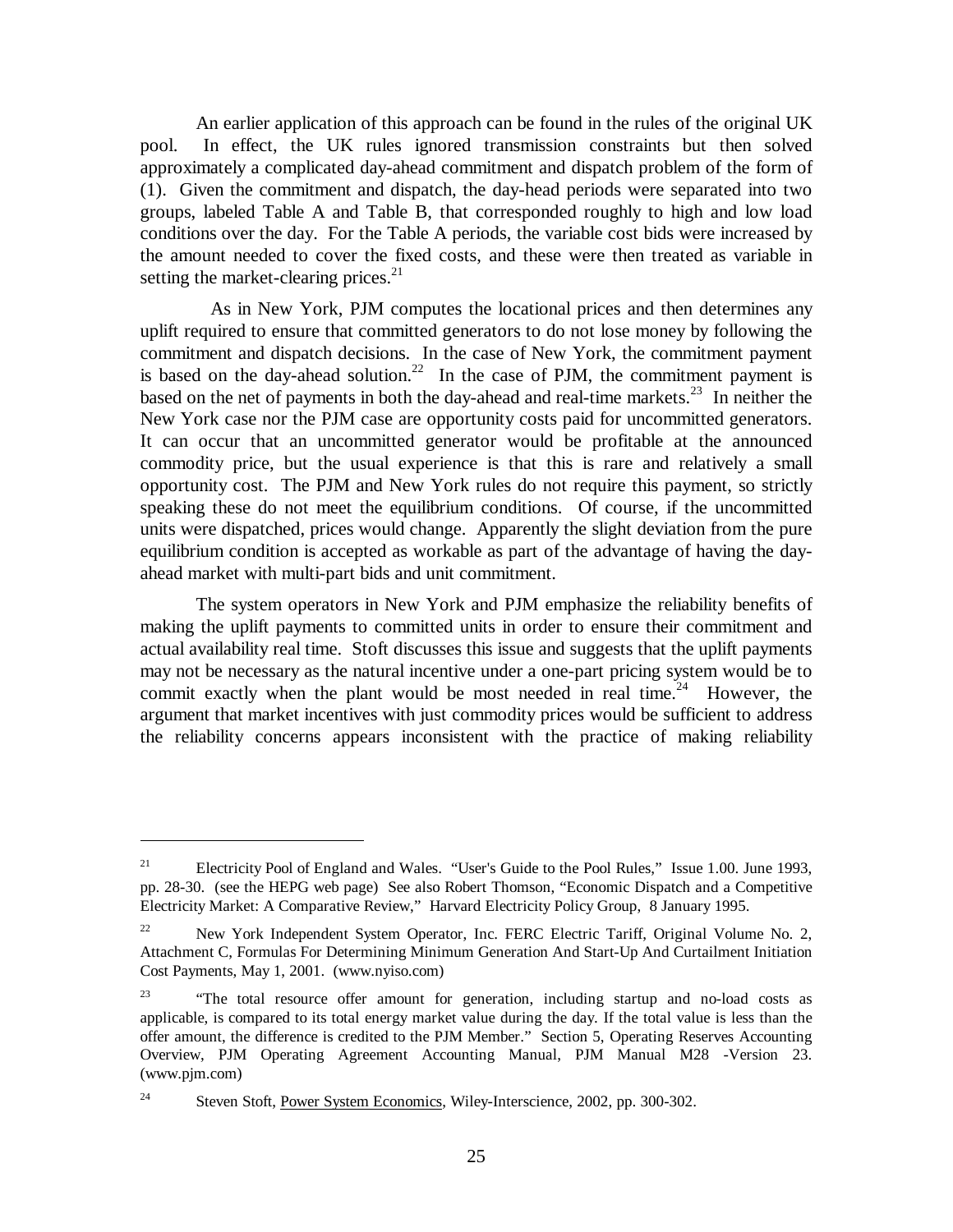An earlier application of this approach can be found in the rules of the original UK pool. In effect, the UK rules ignored transmission constraints but then solved approximately a complicated day-ahead commitment and dispatch problem of the form of (1). Given the commitment and dispatch, the day-head periods were separated into two groups, labeled Table A and Table B, that corresponded roughly to high and low load conditions over the day. For the Table A periods, the variable cost bids were increased by the amount needed to cover the fixed costs, and these were then treated as variable in setting the market-clearing prices.[21]

As in New York, PJM computes the locational prices and then determines any uplift required to ensure that committed generators to do not lose money by following the commitment and dispatch decisions. In the case of New York, the commitment payment is based on the day-ahead solution.[22] In the case of PJM, the commitment payment is based on the net of payments in both the day-ahead and real-time markets.[23] In neither the New York case nor the PJM case are opportunity costs paid for uncommitted generators. It can occur that an uncommitted generator would be profitable at the announced commodity price, but the usual experience is that this is rare and relatively a small opportunity cost. The PJM and New York rules do not require this payment, so strictly speaking these do not meet the equilibrium conditions. Of course, if the uncommitted units were dispatched, prices would change. Apparently the slight deviation from the pure equilibrium condition is accepted as workable as part of the advantage of having the day-ahead market with multi-part bids and unit commitment.

The system operators in New York and PJM emphasize the reliability benefits of making the uplift payments to committed units in order to ensure their commitment and actual availability real time. Stoft discusses this issue and suggests that the uplift payments may not be necessary as the natural incentive under a one-part pricing system would be to commit exactly when the plant would be most needed in real time.[24] However, the argument that market incentives with just commodity prices would be sufficient to address the reliability concerns appears inconsistent with the practice of making reliability

---

[21] Electricity Pool of England and Wales. "User's Guide to the Pool Rules," Issue 1.00. June 1993, pp. 28-30. (see the HEPG web page) See also Robert Thomson, "Economic Dispatch and a Competitive Electricity Market: A Comparative Review," Harvard Electricity Policy Group, 8 January 1995.

[22] New York Independent System Operator, Inc. FERC Electric Tariff, Original Volume No. 2, Attachment C, Formulas For Determining Minimum Generation And Start-Up And Curtailment Initiation Cost Payments, May 1, 2001. (www.nyiso.com)

[23] "The total resource offer amount for generation, including startup and no-load costs as applicable, is compared to its total energy market value during the day. If the total value is less than the offer amount, the difference is credited to the PJM Member." Section 5, Operating Reserves Accounting Overview, PJM Operating Agreement Accounting Manual, PJM Manual M28 -Version 23. (www.pjm.com)

[24] Steven Stoft, Power System Economics, Wiley-Interscience, 2002, pp. 300-302.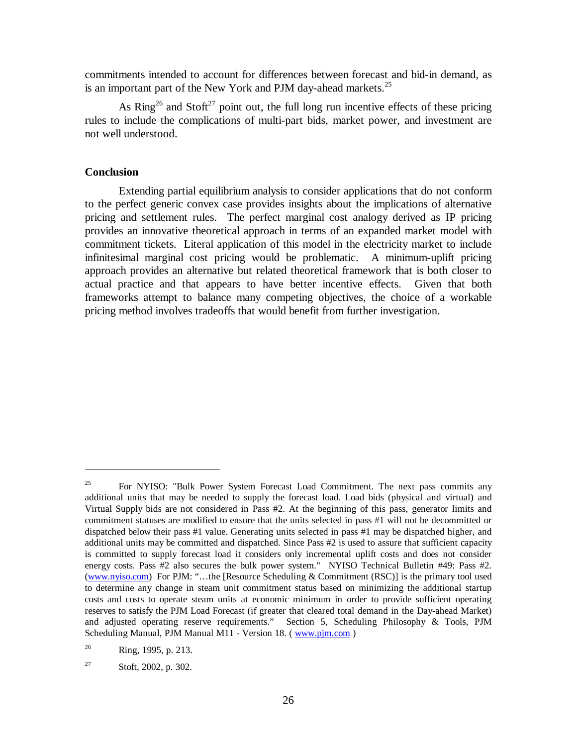commitments intended to account for differences between forecast and bid-in demand, as is an important part of the New York and PJM day-ahead markets.[25]

As Ring[26] and Stoft[27] point out, the full long run incentive effects of these pricing rules to include the complications of multi-part bids, market power, and investment are not well understood.

**Conclusion**

Extending partial equilibrium analysis to consider applications that do not conform to the perfect generic convex case provides insights about the implications of alternative pricing and settlement rules. The perfect marginal cost analogy derived as IP pricing provides an innovative theoretical approach in terms of an expanded market model with commitment tickets. Literal application of this model in the electricity market to include infinitesimal marginal cost pricing would be problematic. A minimum-uplift pricing approach provides an alternative but related theoretical framework that is both closer to actual practice and that appears to have better incentive effects. Given that both frameworks attempt to balance many competing objectives, the choice of a workable pricing method involves tradeoffs that would benefit from further investigation.

---

[25] For NYISO: "Bulk Power System Forecast Load Commitment. The next pass commits any additional units that may be needed to supply the forecast load. Load bids (physical and virtual) and Virtual Supply bids are not considered in Pass #2. At the beginning of this pass, generator limits and commitment statuses are modified to ensure that the units selected in pass #1 will not be decommitted or dispatched below their pass #1 value. Generating units selected in pass #1 may be dispatched higher, and additional units may be committed and dispatched. Since Pass #2 is used to assure that sufficient capacity is committed to supply forecast load it considers only incremental uplift costs and does not consider energy costs. Pass #2 also secures the bulk power system." NYISO Technical Bulletin #49: Pass #2. (www.nyiso.com) For PJM: "…the [Resource Scheduling & Commitment (RSC)] is the primary tool used to determine any change in steam unit commitment status based on minimizing the additional startup costs and costs to operate steam units at economic minimum in order to provide sufficient operating reserves to satisfy the PJM Load Forecast (if greater that cleared total demand in the Day-ahead Market) and adjusted operating reserve requirements." Section 5, Scheduling Philosophy & Tools, PJM Scheduling Manual, PJM Manual M11 - Version 18. ( www.pjm.com )

[26] Ring, 1995, p. 213.

[27] Stoft, 2002, p. 302.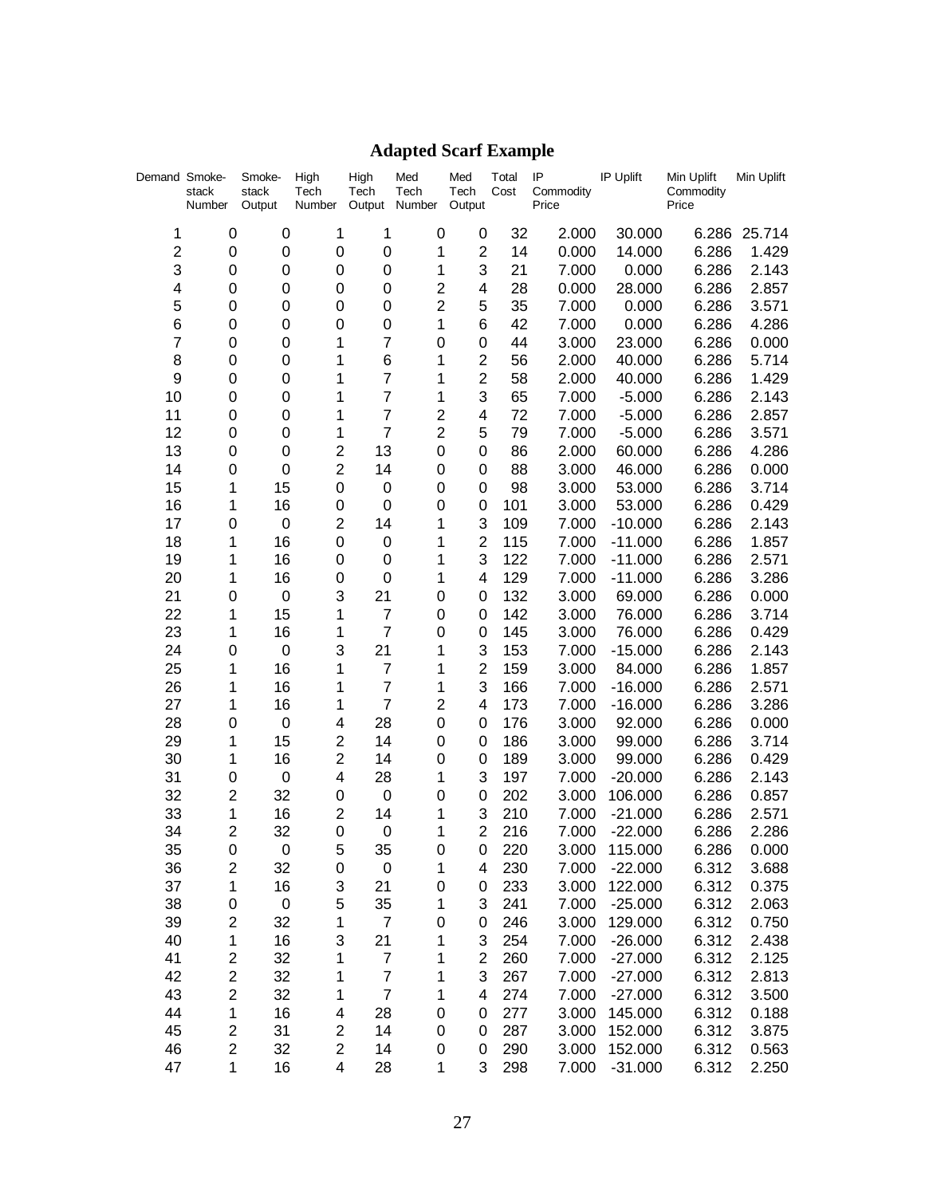# Adapted Scarf Example

| Demand | Smoke-stack Number | Smoke-stack Output | High Tech Number | High Tech Output | Med Tech Number | Med Tech Output | Total Cost | IP Commodity Price | IP Uplift | Min Uplift Commodity Price | Min Uplift |
|---|---|---|---|---|---|---|---|---|---|---|---|
| 1 | 0 | 0 | 1 | 1 | 0 | 0 | 32 | 2.000 | 30.000 | 6.286 | 25.714 |
| 2 | 0 | 0 | 0 | 0 | 1 | 2 | 14 | 0.000 | 14.000 | 6.286 | 1.429 |
| 3 | 0 | 0 | 0 | 0 | 1 | 3 | 21 | 7.000 | 0.000 | 6.286 | 2.143 |
| 4 | 0 | 0 | 0 | 0 | 2 | 4 | 28 | 0.000 | 28.000 | 6.286 | 2.857 |
| 5 | 0 | 0 | 0 | 0 | 2 | 5 | 35 | 7.000 | 0.000 | 6.286 | 3.571 |
| 6 | 0 | 0 | 0 | 0 | 1 | 6 | 42 | 7.000 | 0.000 | 6.286 | 4.286 |
| 7 | 0 | 0 | 1 | 7 | 0 | 0 | 44 | 3.000 | 23.000 | 6.286 | 0.000 |
| 8 | 0 | 0 | 1 | 6 | 1 | 2 | 56 | 2.000 | 40.000 | 6.286 | 5.714 |
| 9 | 0 | 0 | 1 | 7 | 1 | 2 | 58 | 2.000 | 40.000 | 6.286 | 1.429 |
| 10 | 0 | 0 | 1 | 7 | 1 | 3 | 65 | 7.000 | -5.000 | 6.286 | 2.143 |
| 11 | 0 | 0 | 1 | 7 | 2 | 4 | 72 | 7.000 | -5.000 | 6.286 | 2.857 |
| 12 | 0 | 0 | 1 | 7 | 2 | 5 | 79 | 7.000 | -5.000 | 6.286 | 3.571 |
| 13 | 0 | 0 | 2 | 13 | 0 | 0 | 86 | 2.000 | 60.000 | 6.286 | 4.286 |
| 14 | 0 | 0 | 2 | 14 | 0 | 0 | 88 | 3.000 | 46.000 | 6.286 | 0.000 |
| 15 | 1 | 15 | 0 | 0 | 0 | 0 | 98 | 3.000 | 53.000 | 6.286 | 3.714 |
| 16 | 1 | 16 | 0 | 0 | 0 | 0 | 101 | 3.000 | 53.000 | 6.286 | 0.429 |
| 17 | 0 | 0 | 2 | 14 | 1 | 3 | 109 | 7.000 | -10.000 | 6.286 | 2.143 |
| 18 | 1 | 16 | 0 | 0 | 1 | 2 | 115 | 7.000 | -11.000 | 6.286 | 1.857 |
| 19 | 1 | 16 | 0 | 0 | 1 | 3 | 122 | 7.000 | -11.000 | 6.286 | 2.571 |
| 20 | 1 | 16 | 0 | 0 | 1 | 4 | 129 | 7.000 | -11.000 | 6.286 | 3.286 |
| 21 | 0 | 0 | 3 | 21 | 0 | 0 | 132 | 3.000 | 69.000 | 6.286 | 0.000 |
| 22 | 1 | 15 | 1 | 7 | 0 | 0 | 142 | 3.000 | 76.000 | 6.286 | 3.714 |
| 23 | 1 | 16 | 1 | 7 | 0 | 0 | 145 | 3.000 | 76.000 | 6.286 | 0.429 |
| 24 | 0 | 0 | 3 | 21 | 1 | 3 | 153 | 7.000 | -15.000 | 6.286 | 2.143 |
| 25 | 1 | 16 | 1 | 7 | 1 | 2 | 159 | 3.000 | 84.000 | 6.286 | 1.857 |
| 26 | 1 | 16 | 1 | 7 | 1 | 3 | 166 | 7.000 | -16.000 | 6.286 | 2.571 |
| 27 | 1 | 16 | 1 | 7 | 2 | 4 | 173 | 7.000 | -16.000 | 6.286 | 3.286 |
| 28 | 0 | 0 | 4 | 28 | 0 | 0 | 176 | 3.000 | 92.000 | 6.286 | 0.000 |
| 29 | 1 | 15 | 2 | 14 | 0 | 0 | 186 | 3.000 | 99.000 | 6.286 | 3.714 |
| 30 | 1 | 16 | 2 | 14 | 0 | 0 | 189 | 3.000 | 99.000 | 6.286 | 0.429 |
| 31 | 0 | 0 | 4 | 28 | 1 | 3 | 197 | 7.000 | -20.000 | 6.286 | 2.143 |
| 32 | 2 | 32 | 0 | 0 | 0 | 0 | 202 | 3.000 | 106.000 | 6.286 | 0.857 |
| 33 | 1 | 16 | 2 | 14 | 1 | 3 | 210 | 7.000 | -21.000 | 6.286 | 2.571 |
| 34 | 2 | 32 | 0 | 0 | 1 | 2 | 216 | 7.000 | -22.000 | 6.286 | 2.286 |
| 35 | 0 | 0 | 5 | 35 | 0 | 0 | 220 | 3.000 | 115.000 | 6.286 | 0.000 |
| 36 | 2 | 32 | 0 | 0 | 1 | 4 | 230 | 7.000 | -22.000 | 6.312 | 3.688 |
| 37 | 1 | 16 | 3 | 21 | 0 | 0 | 233 | 3.000 | 122.000 | 6.312 | 0.375 |
| 38 | 0 | 0 | 5 | 35 | 1 | 3 | 241 | 7.000 | -25.000 | 6.312 | 2.063 |
| 39 | 2 | 32 | 1 | 7 | 0 | 0 | 246 | 3.000 | 129.000 | 6.312 | 0.750 |
| 40 | 1 | 16 | 3 | 21 | 1 | 3 | 254 | 7.000 | -26.000 | 6.312 | 2.438 |
| 41 | 2 | 32 | 1 | 7 | 1 | 2 | 260 | 7.000 | -27.000 | 6.312 | 2.125 |
| 42 | 2 | 32 | 1 | 7 | 1 | 3 | 267 | 7.000 | -27.000 | 6.312 | 2.813 |
| 43 | 2 | 32 | 1 | 7 | 1 | 4 | 274 | 7.000 | -27.000 | 6.312 | 3.500 |
| 44 | 1 | 16 | 4 | 28 | 0 | 0 | 277 | 3.000 | 145.000 | 6.312 | 0.188 |
| 45 | 2 | 31 | 2 | 14 | 0 | 0 | 287 | 3.000 | 152.000 | 6.312 | 3.875 |
| 46 | 2 | 32 | 2 | 14 | 0 | 0 | 290 | 3.000 | 152.000 | 6.312 | 0.563 |
| 47 | 1 | 16 | 4 | 28 | 1 | 3 | 298 | 7.000 | -31.000 | 6.312 | 2.250 |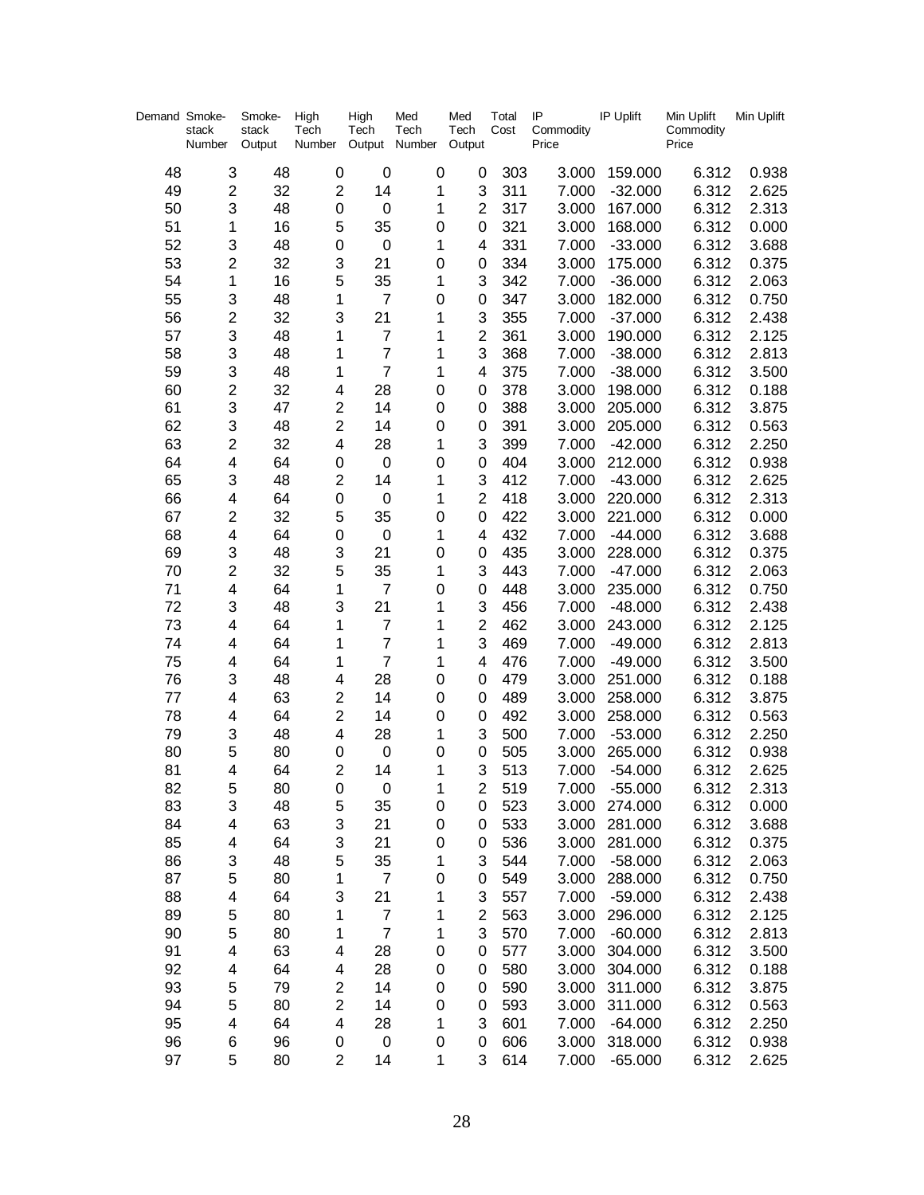| Demand | Smoke-stack Number | Smoke-stack Output | High Tech Number | High Tech Output | Med Tech Number | Med Tech Output | Total Cost | IP Commodity Price | IP Uplift | Min Uplift Commodity Price | Min Uplift |
|---|---|---|---|---|---|---|---|---|---|---|---|
| 48 | 3 | 48 | 0 | 0 | 0 | 0 | 303 | 3.000 | 159.000 | 6.312 | 0.938 |
| 49 | 2 | 32 | 2 | 14 | 1 | 3 | 311 | 7.000 | -32.000 | 6.312 | 2.625 |
| 50 | 3 | 48 | 0 | 0 | 1 | 2 | 317 | 3.000 | 167.000 | 6.312 | 2.313 |
| 51 | 1 | 16 | 5 | 35 | 0 | 0 | 321 | 3.000 | 168.000 | 6.312 | 0.000 |
| 52 | 3 | 48 | 0 | 0 | 1 | 4 | 331 | 7.000 | -33.000 | 6.312 | 3.688 |
| 53 | 2 | 32 | 3 | 21 | 0 | 0 | 334 | 3.000 | 175.000 | 6.312 | 0.375 |
| 54 | 1 | 16 | 5 | 35 | 1 | 3 | 342 | 7.000 | -36.000 | 6.312 | 2.063 |
| 55 | 3 | 48 | 1 | 7 | 0 | 0 | 347 | 3.000 | 182.000 | 6.312 | 0.750 |
| 56 | 2 | 32 | 3 | 21 | 1 | 3 | 355 | 7.000 | -37.000 | 6.312 | 2.438 |
| 57 | 3 | 48 | 1 | 7 | 1 | 2 | 361 | 3.000 | 190.000 | 6.312 | 2.125 |
| 58 | 3 | 48 | 1 | 7 | 1 | 3 | 368 | 7.000 | -38.000 | 6.312 | 2.813 |
| 59 | 3 | 48 | 1 | 7 | 1 | 4 | 375 | 7.000 | -38.000 | 6.312 | 3.500 |
| 60 | 2 | 32 | 4 | 28 | 0 | 0 | 378 | 3.000 | 198.000 | 6.312 | 0.188 |
| 61 | 3 | 47 | 2 | 14 | 0 | 0 | 388 | 3.000 | 205.000 | 6.312 | 3.875 |
| 62 | 3 | 48 | 2 | 14 | 0 | 0 | 391 | 3.000 | 205.000 | 6.312 | 0.563 |
| 63 | 2 | 32 | 4 | 28 | 1 | 3 | 399 | 7.000 | -42.000 | 6.312 | 2.250 |
| 64 | 4 | 64 | 0 | 0 | 0 | 0 | 404 | 3.000 | 212.000 | 6.312 | 0.938 |
| 65 | 3 | 48 | 2 | 14 | 1 | 3 | 412 | 7.000 | -43.000 | 6.312 | 2.625 |
| 66 | 4 | 64 | 0 | 0 | 1 | 2 | 418 | 3.000 | 220.000 | 6.312 | 2.313 |
| 67 | 2 | 32 | 5 | 35 | 0 | 0 | 422 | 3.000 | 221.000 | 6.312 | 0.000 |
| 68 | 4 | 64 | 0 | 0 | 1 | 4 | 432 | 7.000 | -44.000 | 6.312 | 3.688 |
| 69 | 3 | 48 | 3 | 21 | 0 | 0 | 435 | 3.000 | 228.000 | 6.312 | 0.375 |
| 70 | 2 | 32 | 5 | 35 | 1 | 3 | 443 | 7.000 | -47.000 | 6.312 | 2.063 |
| 71 | 4 | 64 | 1 | 7 | 0 | 0 | 448 | 3.000 | 235.000 | 6.312 | 0.750 |
| 72 | 3 | 48 | 3 | 21 | 1 | 3 | 456 | 7.000 | -48.000 | 6.312 | 2.438 |
| 73 | 4 | 64 | 1 | 7 | 1 | 2 | 462 | 3.000 | 243.000 | 6.312 | 2.125 |
| 74 | 4 | 64 | 1 | 7 | 1 | 3 | 469 | 7.000 | -49.000 | 6.312 | 2.813 |
| 75 | 4 | 64 | 1 | 7 | 1 | 4 | 476 | 7.000 | -49.000 | 6.312 | 3.500 |
| 76 | 3 | 48 | 4 | 28 | 0 | 0 | 479 | 3.000 | 251.000 | 6.312 | 0.188 |
| 77 | 4 | 63 | 2 | 14 | 0 | 0 | 489 | 3.000 | 258.000 | 6.312 | 3.875 |
| 78 | 4 | 64 | 2 | 14 | 0 | 0 | 492 | 3.000 | 258.000 | 6.312 | 0.563 |
| 79 | 3 | 48 | 4 | 28 | 1 | 3 | 500 | 7.000 | -53.000 | 6.312 | 2.250 |
| 80 | 5 | 80 | 0 | 0 | 0 | 0 | 505 | 3.000 | 265.000 | 6.312 | 0.938 |
| 81 | 4 | 64 | 2 | 14 | 1 | 3 | 513 | 7.000 | -54.000 | 6.312 | 2.625 |
| 82 | 5 | 80 | 0 | 0 | 1 | 2 | 519 | 7.000 | -55.000 | 6.312 | 2.313 |
| 83 | 3 | 48 | 5 | 35 | 0 | 0 | 523 | 3.000 | 274.000 | 6.312 | 0.000 |
| 84 | 4 | 63 | 3 | 21 | 0 | 0 | 533 | 3.000 | 281.000 | 6.312 | 3.688 |
| 85 | 4 | 64 | 3 | 21 | 0 | 0 | 536 | 3.000 | 281.000 | 6.312 | 0.375 |
| 86 | 3 | 48 | 5 | 35 | 1 | 3 | 544 | 7.000 | -58.000 | 6.312 | 2.063 |
| 87 | 5 | 80 | 1 | 7 | 0 | 0 | 549 | 3.000 | 288.000 | 6.312 | 0.750 |
| 88 | 4 | 64 | 3 | 21 | 1 | 3 | 557 | 7.000 | -59.000 | 6.312 | 2.438 |
| 89 | 5 | 80 | 1 | 7 | 1 | 2 | 563 | 3.000 | 296.000 | 6.312 | 2.125 |
| 90 | 5 | 80 | 1 | 7 | 1 | 3 | 570 | 7.000 | -60.000 | 6.312 | 2.813 |
| 91 | 4 | 63 | 4 | 28 | 0 | 0 | 577 | 3.000 | 304.000 | 6.312 | 3.500 |
| 92 | 4 | 64 | 4 | 28 | 0 | 0 | 580 | 3.000 | 304.000 | 6.312 | 0.188 |
| 93 | 5 | 79 | 2 | 14 | 0 | 0 | 590 | 3.000 | 311.000 | 6.312 | 3.875 |
| 94 | 5 | 80 | 2 | 14 | 0 | 0 | 593 | 3.000 | 311.000 | 6.312 | 0.563 |
| 95 | 4 | 64 | 4 | 28 | 1 | 3 | 601 | 7.000 | -64.000 | 6.312 | 2.250 |
| 96 | 6 | 96 | 0 | 0 | 0 | 0 | 606 | 3.000 | 318.000 | 6.312 | 0.938 |
| 97 | 5 | 80 | 2 | 14 | 1 | 3 | 614 | 7.000 | -65.000 | 6.312 | 2.625 |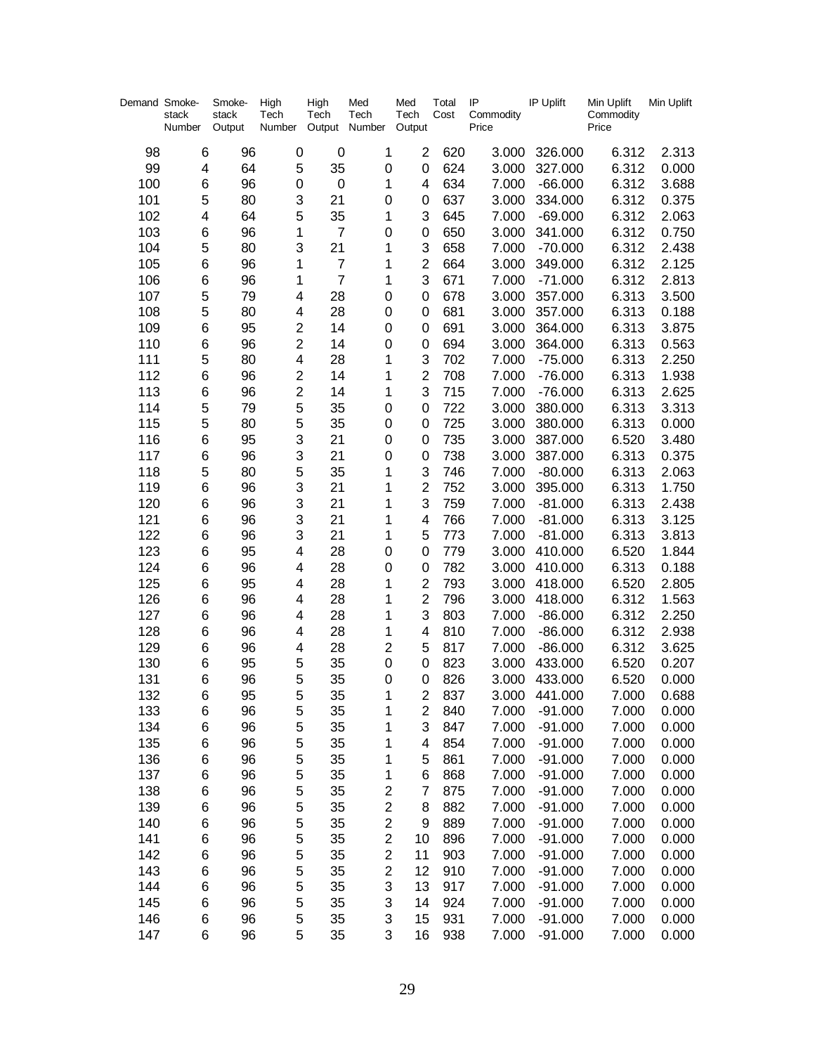| Demand | Smoke-stack Number | Smoke-stack Output | High Tech Number | High Tech Output | Med Tech Number | Med Tech Output | Total Cost | IP Commodity Price | IP Uplift | Min Uplift Commodity Price | Min Uplift |
|---|---|---|---|---|---|---|---|---|---|---|---|
| 98 | 6 | 96 | 0 | 0 | 1 | 2 | 620 | 3.000 | 326.000 | 6.312 | 2.313 |
| 99 | 4 | 64 | 5 | 35 | 0 | 0 | 624 | 3.000 | 327.000 | 6.312 | 0.000 |
| 100 | 6 | 96 | 0 | 0 | 1 | 4 | 634 | 7.000 | -66.000 | 6.312 | 3.688 |
| 101 | 5 | 80 | 3 | 21 | 0 | 0 | 637 | 3.000 | 334.000 | 6.312 | 0.375 |
| 102 | 4 | 64 | 5 | 35 | 1 | 3 | 645 | 7.000 | -69.000 | 6.312 | 2.063 |
| 103 | 6 | 96 | 1 | 7 | 0 | 0 | 650 | 3.000 | 341.000 | 6.312 | 0.750 |
| 104 | 5 | 80 | 3 | 21 | 1 | 3 | 658 | 7.000 | -70.000 | 6.312 | 2.438 |
| 105 | 6 | 96 | 1 | 7 | 1 | 2 | 664 | 3.000 | 349.000 | 6.312 | 2.125 |
| 106 | 6 | 96 | 1 | 7 | 1 | 3 | 671 | 7.000 | -71.000 | 6.312 | 2.813 |
| 107 | 5 | 79 | 4 | 28 | 0 | 0 | 678 | 3.000 | 357.000 | 6.313 | 3.500 |
| 108 | 5 | 80 | 4 | 28 | 0 | 0 | 681 | 3.000 | 357.000 | 6.313 | 0.188 |
| 109 | 6 | 95 | 2 | 14 | 0 | 0 | 691 | 3.000 | 364.000 | 6.313 | 3.875 |
| 110 | 6 | 96 | 2 | 14 | 0 | 0 | 694 | 3.000 | 364.000 | 6.313 | 0.563 |
| 111 | 5 | 80 | 4 | 28 | 1 | 3 | 702 | 7.000 | -75.000 | 6.313 | 2.250 |
| 112 | 6 | 96 | 2 | 14 | 1 | 2 | 708 | 7.000 | -76.000 | 6.313 | 1.938 |
| 113 | 6 | 96 | 2 | 14 | 1 | 3 | 715 | 7.000 | -76.000 | 6.313 | 2.625 |
| 114 | 5 | 79 | 5 | 35 | 0 | 0 | 722 | 3.000 | 380.000 | 6.313 | 3.313 |
| 115 | 5 | 80 | 5 | 35 | 0 | 0 | 725 | 3.000 | 380.000 | 6.313 | 0.000 |
| 116 | 6 | 95 | 3 | 21 | 0 | 0 | 735 | 3.000 | 387.000 | 6.520 | 3.480 |
| 117 | 6 | 96 | 3 | 21 | 0 | 0 | 738 | 3.000 | 387.000 | 6.313 | 0.375 |
| 118 | 5 | 80 | 5 | 35 | 1 | 3 | 746 | 7.000 | -80.000 | 6.313 | 2.063 |
| 119 | 6 | 96 | 3 | 21 | 1 | 2 | 752 | 3.000 | 395.000 | 6.313 | 1.750 |
| 120 | 6 | 96 | 3 | 21 | 1 | 3 | 759 | 7.000 | -81.000 | 6.313 | 2.438 |
| 121 | 6 | 96 | 3 | 21 | 1 | 4 | 766 | 7.000 | -81.000 | 6.313 | 3.125 |
| 122 | 6 | 96 | 3 | 21 | 1 | 5 | 773 | 7.000 | -81.000 | 6.313 | 3.813 |
| 123 | 6 | 95 | 4 | 28 | 0 | 0 | 779 | 3.000 | 410.000 | 6.520 | 1.844 |
| 124 | 6 | 96 | 4 | 28 | 0 | 0 | 782 | 3.000 | 410.000 | 6.313 | 0.188 |
| 125 | 6 | 95 | 4 | 28 | 1 | 2 | 793 | 3.000 | 418.000 | 6.520 | 2.805 |
| 126 | 6 | 96 | 4 | 28 | 1 | 2 | 796 | 3.000 | 418.000 | 6.312 | 1.563 |
| 127 | 6 | 96 | 4 | 28 | 1 | 3 | 803 | 7.000 | -86.000 | 6.312 | 2.250 |
| 128 | 6 | 96 | 4 | 28 | 1 | 4 | 810 | 7.000 | -86.000 | 6.312 | 2.938 |
| 129 | 6 | 96 | 4 | 28 | 2 | 5 | 817 | 7.000 | -86.000 | 6.312 | 3.625 |
| 130 | 6 | 95 | 5 | 35 | 0 | 0 | 823 | 3.000 | 433.000 | 6.520 | 0.207 |
| 131 | 6 | 96 | 5 | 35 | 0 | 0 | 826 | 3.000 | 433.000 | 6.520 | 0.000 |
| 132 | 6 | 95 | 5 | 35 | 1 | 2 | 837 | 3.000 | 441.000 | 7.000 | 0.688 |
| 133 | 6 | 96 | 5 | 35 | 1 | 2 | 840 | 7.000 | -91.000 | 7.000 | 0.000 |
| 134 | 6 | 96 | 5 | 35 | 1 | 3 | 847 | 7.000 | -91.000 | 7.000 | 0.000 |
| 135 | 6 | 96 | 5 | 35 | 1 | 4 | 854 | 7.000 | -91.000 | 7.000 | 0.000 |
| 136 | 6 | 96 | 5 | 35 | 1 | 5 | 861 | 7.000 | -91.000 | 7.000 | 0.000 |
| 137 | 6 | 96 | 5 | 35 | 1 | 6 | 868 | 7.000 | -91.000 | 7.000 | 0.000 |
| 138 | 6 | 96 | 5 | 35 | 2 | 7 | 875 | 7.000 | -91.000 | 7.000 | 0.000 |
| 139 | 6 | 96 | 5 | 35 | 2 | 8 | 882 | 7.000 | -91.000 | 7.000 | 0.000 |
| 140 | 6 | 96 | 5 | 35 | 2 | 9 | 889 | 7.000 | -91.000 | 7.000 | 0.000 |
| 141 | 6 | 96 | 5 | 35 | 2 | 10 | 896 | 7.000 | -91.000 | 7.000 | 0.000 |
| 142 | 6 | 96 | 5 | 35 | 2 | 11 | 903 | 7.000 | -91.000 | 7.000 | 0.000 |
| 143 | 6 | 96 | 5 | 35 | 2 | 12 | 910 | 7.000 | -91.000 | 7.000 | 0.000 |
| 144 | 6 | 96 | 5 | 35 | 3 | 13 | 917 | 7.000 | -91.000 | 7.000 | 0.000 |
| 145 | 6 | 96 | 5 | 35 | 3 | 14 | 924 | 7.000 | -91.000 | 7.000 | 0.000 |
| 146 | 6 | 96 | 5 | 35 | 3 | 15 | 931 | 7.000 | -91.000 | 7.000 | 0.000 |
| 147 | 6 | 96 | 5 | 35 | 3 | 16 | 938 | 7.000 | -91.000 | 7.000 | 0.000 |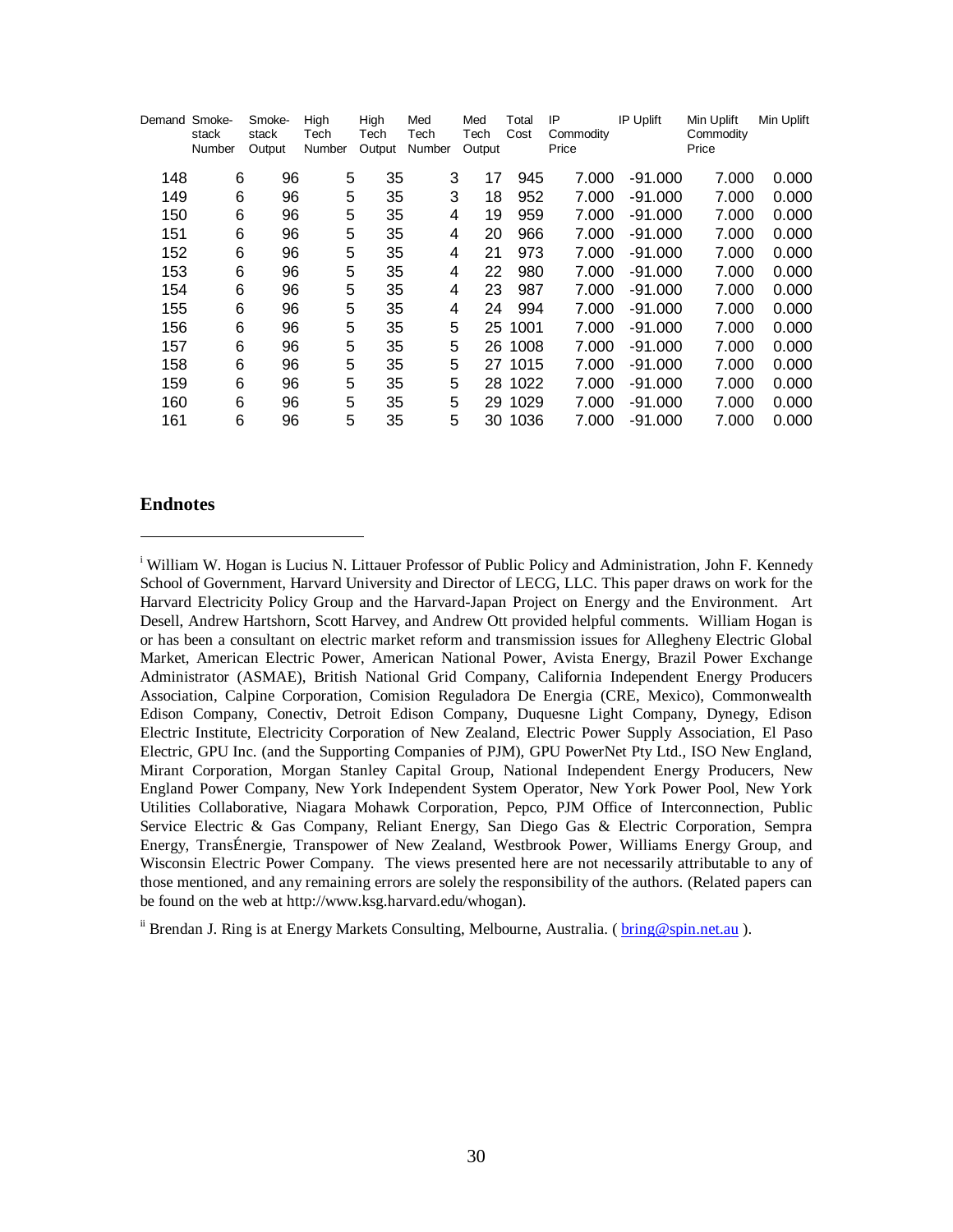| Demand | Smoke-stack Number | Smoke-stack Output | High Tech Number | High Tech Output | Med Tech Number | Med Tech Output | Total Cost | IP Commodity Price | IP Uplift | Min Uplift Commodity Price | Min Uplift |
|---|---|---|---|---|---|---|---|---|---|---|---|
| 148 | 6 | 96 | 5 | 35 | 3 | 17 | 945 | 7.000 | -91.000 | 7.000 | 0.000 |
| 149 | 6 | 96 | 5 | 35 | 3 | 18 | 952 | 7.000 | -91.000 | 7.000 | 0.000 |
| 150 | 6 | 96 | 5 | 35 | 4 | 19 | 959 | 7.000 | -91.000 | 7.000 | 0.000 |
| 151 | 6 | 96 | 5 | 35 | 4 | 20 | 966 | 7.000 | -91.000 | 7.000 | 0.000 |
| 152 | 6 | 96 | 5 | 35 | 4 | 21 | 973 | 7.000 | -91.000 | 7.000 | 0.000 |
| 153 | 6 | 96 | 5 | 35 | 4 | 22 | 980 | 7.000 | -91.000 | 7.000 | 0.000 |
| 154 | 6 | 96 | 5 | 35 | 4 | 23 | 987 | 7.000 | -91.000 | 7.000 | 0.000 |
| 155 | 6 | 96 | 5 | 35 | 4 | 24 | 994 | 7.000 | -91.000 | 7.000 | 0.000 |
| 156 | 6 | 96 | 5 | 35 | 5 | 25 | 1001 | 7.000 | -91.000 | 7.000 | 0.000 |
| 157 | 6 | 96 | 5 | 35 | 5 | 26 | 1008 | 7.000 | -91.000 | 7.000 | 0.000 |
| 158 | 6 | 96 | 5 | 35 | 5 | 27 | 1015 | 7.000 | -91.000 | 7.000 | 0.000 |
| 159 | 6 | 96 | 5 | 35 | 5 | 28 | 1022 | 7.000 | -91.000 | 7.000 | 0.000 |
| 160 | 6 | 96 | 5 | 35 | 5 | 29 | 1029 | 7.000 | -91.000 | 7.000 | 0.000 |
| 161 | 6 | 96 | 5 | 35 | 5 | 30 | 1036 | 7.000 | -91.000 | 7.000 | 0.000 |

## Endnotes

[i] William W. Hogan is Lucius N. Littauer Professor of Public Policy and Administration, John F. Kennedy School of Government, Harvard University and Director of LECG, LLC. This paper draws on work for the Harvard Electricity Policy Group and the Harvard-Japan Project on Energy and the Environment. Art Desell, Andrew Hartshorn, Scott Harvey, and Andrew Ott provided helpful comments. William Hogan is or has been a consultant on electric market reform and transmission issues for Allegheny Electric Global Market, American Electric Power, American National Power, Avista Energy, Brazil Power Exchange Administrator (ASMAE), British National Grid Company, California Independent Energy Producers Association, Calpine Corporation, Comision Reguladora De Energia (CRE, Mexico), Commonwealth Edison Company, Conectiv, Detroit Edison Company, Duquesne Light Company, Dynegy, Edison Electric Institute, Electricity Corporation of New Zealand, Electric Power Supply Association, El Paso Electric, GPU Inc. (and the Supporting Companies of PJM), GPU PowerNet Pty Ltd., ISO New England, Mirant Corporation, Morgan Stanley Capital Group, National Independent Energy Producers, New England Power Company, New York Independent System Operator, New York Power Pool, New York Utilities Collaborative, Niagara Mohawk Corporation, Pepco, PJM Office of Interconnection, Public Service Electric & Gas Company, Reliant Energy, San Diego Gas & Electric Corporation, Sempra Energy, TransÉnergie, Transpower of New Zealand, Westbrook Power, Williams Energy Group, and Wisconsin Electric Power Company. The views presented here are not necessarily attributable to any of those mentioned, and any remaining errors are solely the responsibility of the authors. (Related papers can be found on the web at http://www.ksg.harvard.edu/whogan).

[ii] Brendan J. Ring is at Energy Markets Consulting, Melbourne, Australia. ( bring@spin.net.au ).